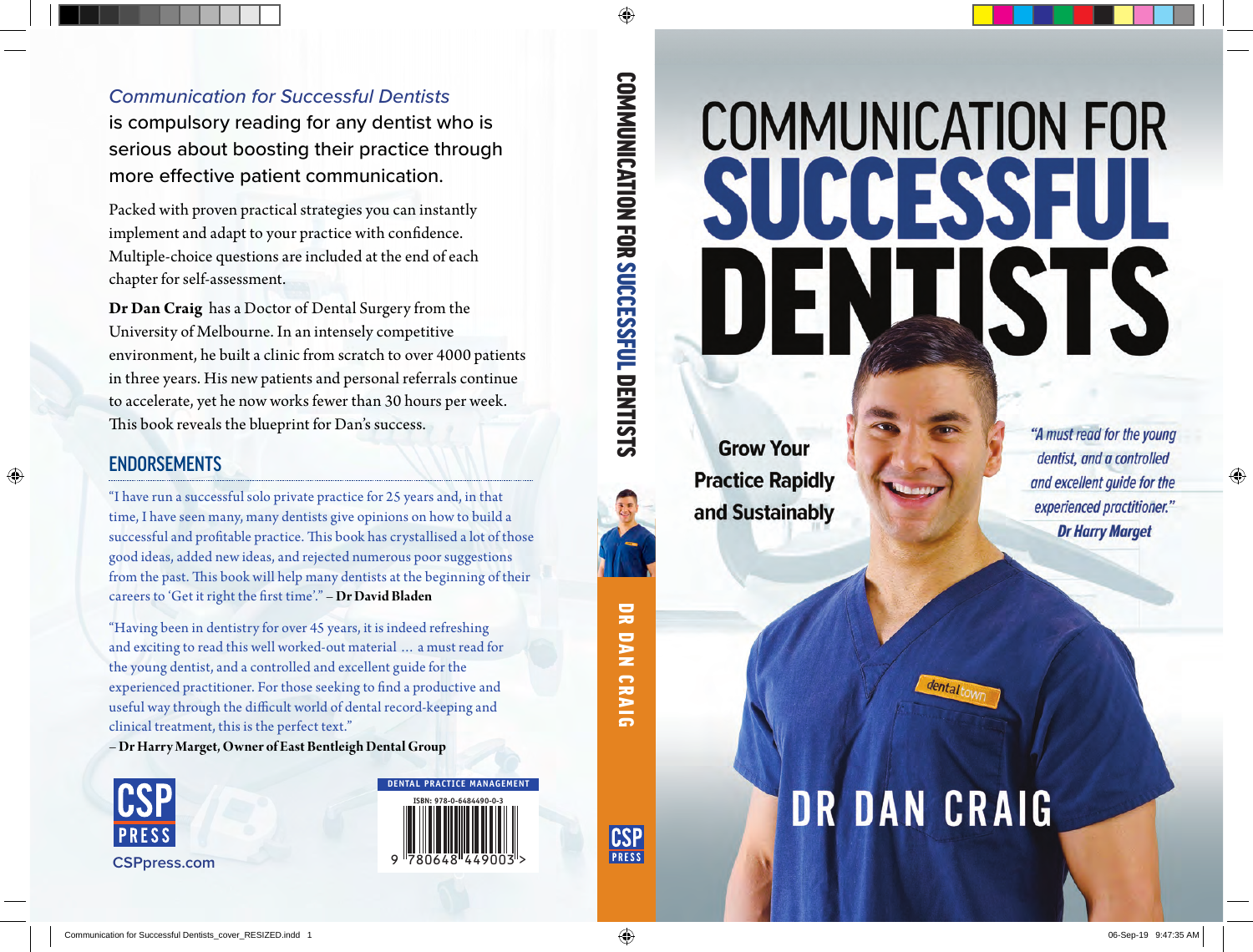*Communication for Successful Dentists* is compulsory reading for any dentist who is serious about boosting their practice through more effective patient communication.

Packed with proven practical strategies you can instantly implement and adapt to your practice with confidence. Multiple-choice questions are included at the end of each chapter for self-assessment.

**Dr Dan Craig** has a Doctor of Dental Surgery from the University of Melbourne. In an intensely competitive environment, he built a clinic from scratch to over 4000 patients in three years. His new patients and personal referrals continue to accelerate, yet he now works fewer than 30 hours per week. This book reveals the blueprint for Dan's success.

## ENDORSEMENTS

"I have run a successful solo private practice for 25 years and, in that time, I have seen many, many dentists give opinions on how to build a successful and profitable practice. This book has crystallised a lot of those good ideas, added new ideas, and rejected numerous poor suggestions from the past. This book will help many dentists at the beginning of their careers to 'Get it right the first time'." – **Dr David Bladen**

"Having been in dentistry for over 45 years, it is indeed refreshing and exciting to read this well worked-out material … a must read for the young dentist, and a controlled and excellent guide for the experienced practitioner. For those seeking to find a productive and useful way through the difficult world of dental record-keeping and clinical treatment, this is the perfect text."
– **Dr Harry Marget, Owner of East Bentleigh Dental Group**

CSP PRESS

CSPpress.com

DENTAL PRACTICE MANAGEMENT

ISBN: 978-0-6484490-0-3

9 780648 449003

COMMUNICATION FOR SUCCESSFUL DENTISTS

DR DAN CRAIG

CSP PRESS

# COMMUNICATION FOR SUCCESSFUL DENTISTS

**Grow Your Practice Rapidly and Sustainably**

*"A must read for the young dentist, and a controlled and excellent guide for the experienced practitioner."*
***Dr Harry Marget***

## DR DAN CRAIG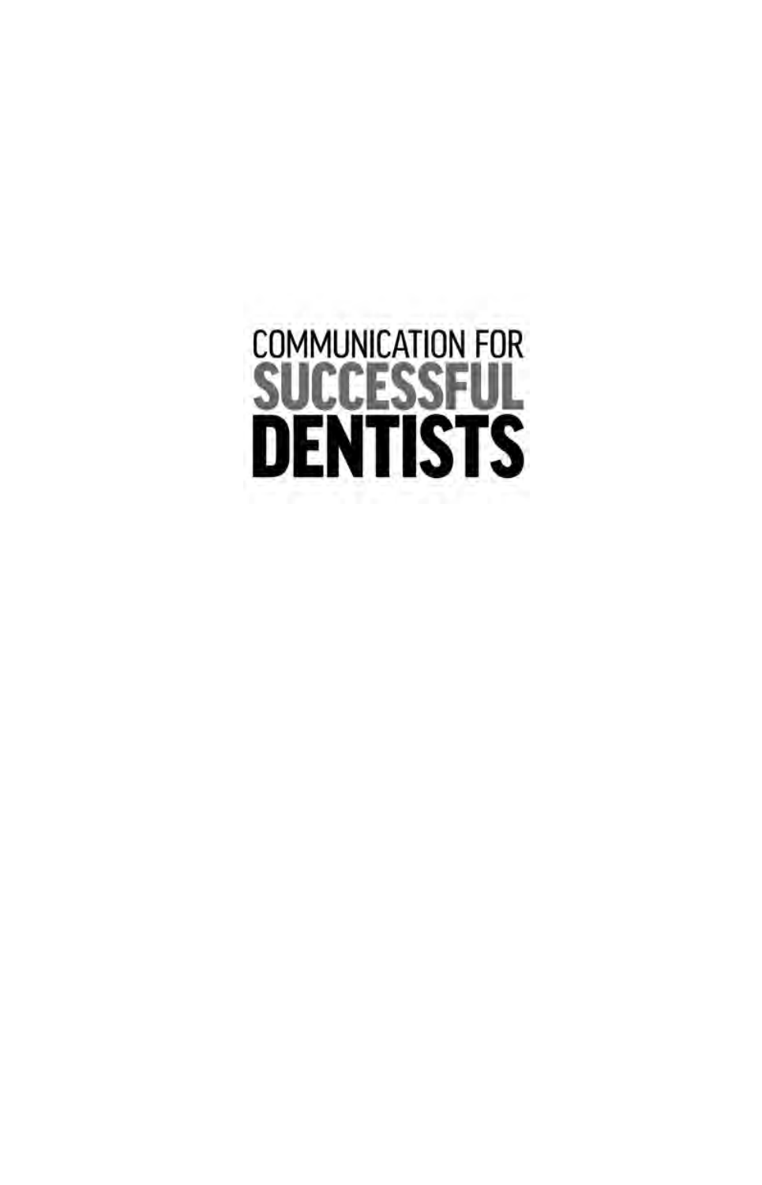# COMMUNICATION FOR SUCCESSFUL DENTISTS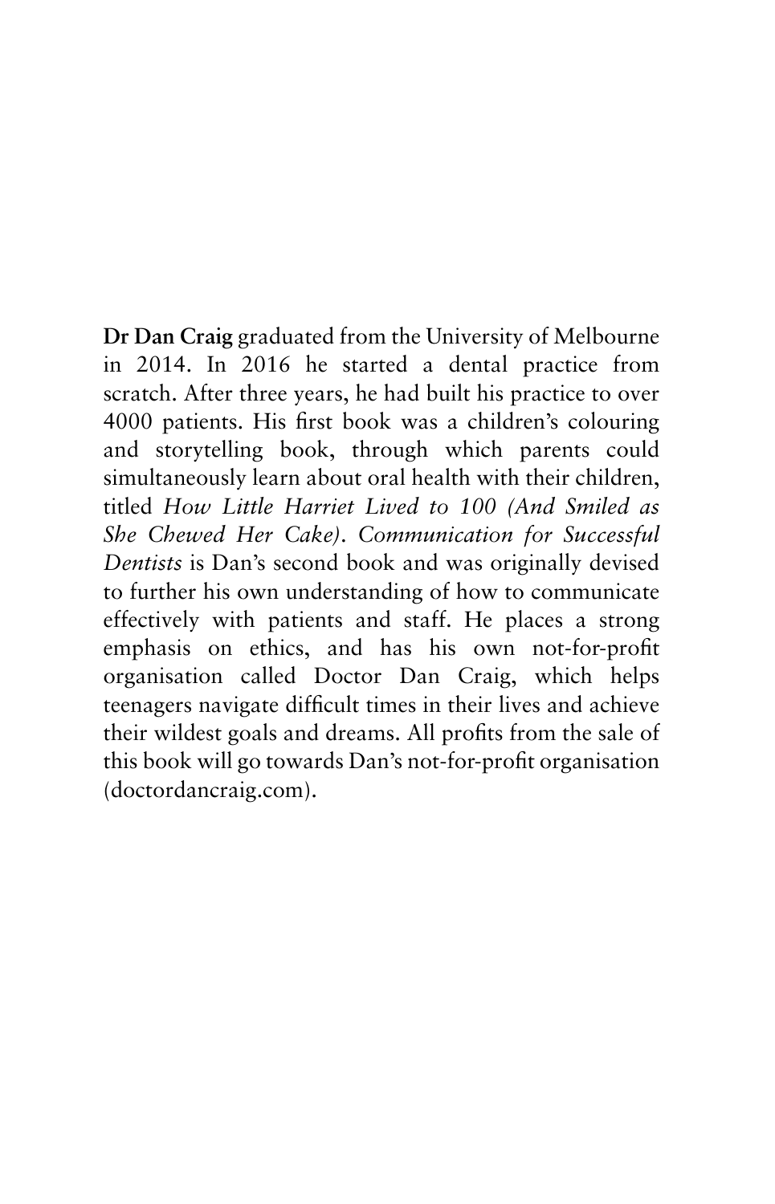**Dr Dan Craig** graduated from the University of Melbourne in 2014. In 2016 he started a dental practice from scratch. After three years, he had built his practice to over 4000 patients. His first book was a children's colouring and storytelling book, through which parents could simultaneously learn about oral health with their children, titled *How Little Harriet Lived to 100 (And Smiled as She Chewed Her Cake)*. *Communication for Successful Dentists* is Dan's second book and was originally devised to further his own understanding of how to communicate effectively with patients and staff. He places a strong emphasis on ethics, and has his own not-for-profit organisation called Doctor Dan Craig, which helps teenagers navigate difficult times in their lives and achieve their wildest goals and dreams. All profits from the sale of this book will go towards Dan's not-for-profit organisation (doctordancraig.com).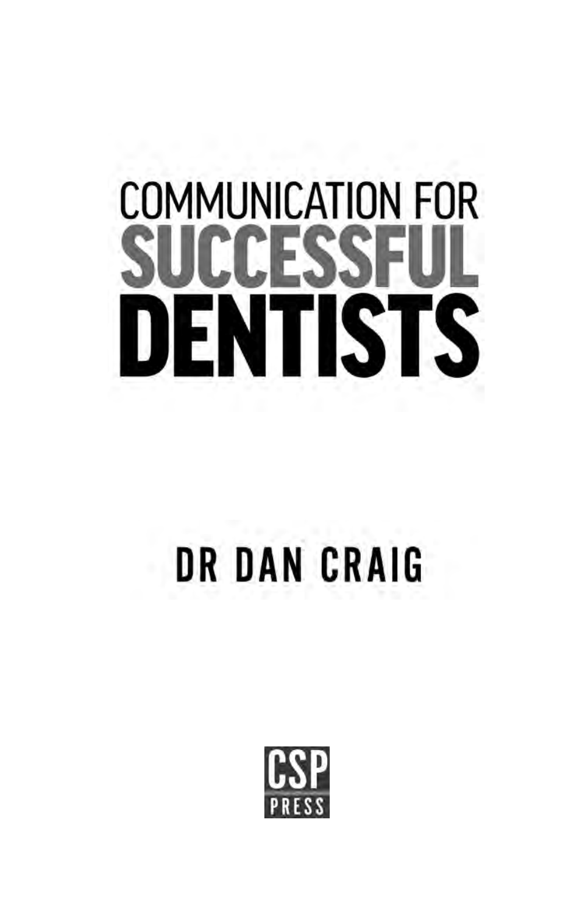# COMMUNICATION FOR SUCCESSFUL DENTISTS

DR DAN CRAIG

CSP PRESS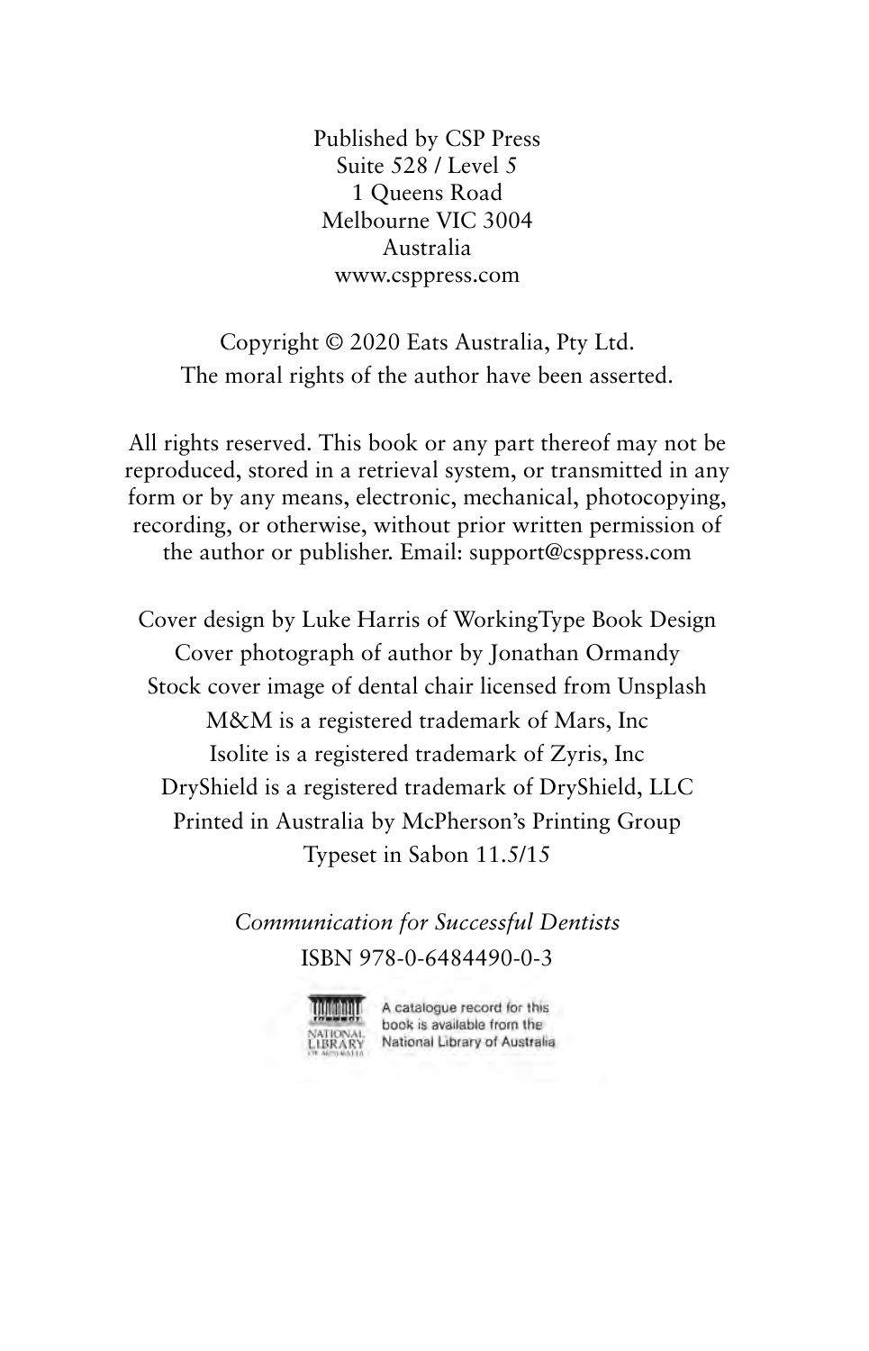Published by CSP Press
Suite 528 / Level 5
1 Queens Road
Melbourne VIC 3004
Australia
www.csppress.com

Copyright © 2020 Eats Australia, Pty Ltd.
The moral rights of the author have been asserted.

All rights reserved. This book or any part thereof may not be reproduced, stored in a retrieval system, or transmitted in any form or by any means, electronic, mechanical, photocopying, recording, or otherwise, without prior written permission of the author or publisher. Email: support@csppress.com

Cover design by Luke Harris of WorkingType Book Design
Cover photograph of author by Jonathan Ormandy
Stock cover image of dental chair licensed from Unsplash
M&M is a registered trademark of Mars, Inc
Isolite is a registered trademark of Zyris, Inc
DryShield is a registered trademark of DryShield, LLC
Printed in Australia by McPherson's Printing Group
Typeset in Sabon 11.5/15

*Communication for Successful Dentists*
ISBN 978-0-6484490-0-3

A catalogue record for this book is available from the National Library of Australia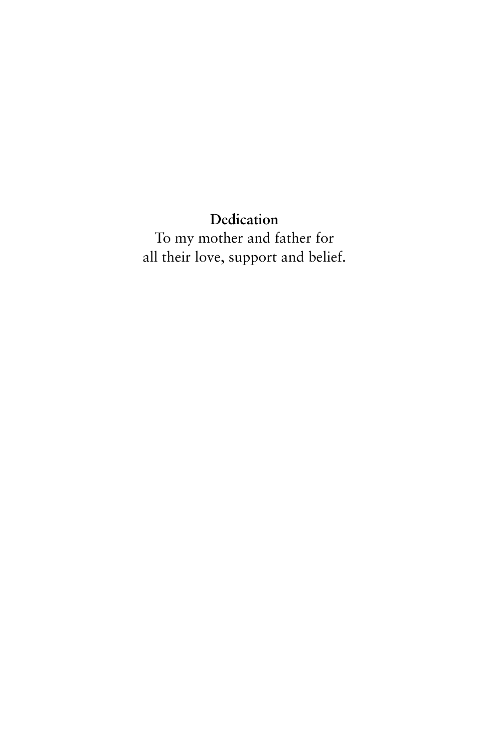**Dedication**

To my mother and father for
all their love, support and belief.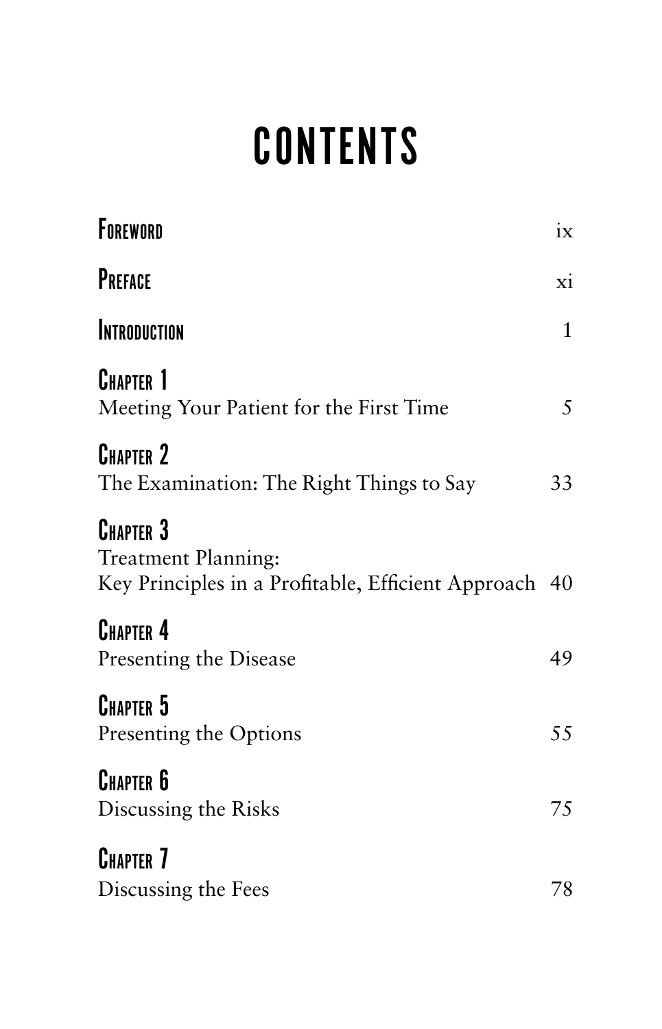# CONTENTS

| | |
|---|---|
| **Foreword** | ix |
| **Preface** | xi |
| **Introduction** | 1 |
| **Chapter 1** Meeting Your Patient for the First Time | 5 |
| **Chapter 2** The Examination: The Right Things to Say | 33 |
| **Chapter 3** Treatment Planning: Key Principles in a Profitable, Efficient Approach | 40 |
| **Chapter 4** Presenting the Disease | 49 |
| **Chapter 5** Presenting the Options | 55 |
| **Chapter 6** Discussing the Risks | 75 |
| **Chapter 7** Discussing the Fees | 78 |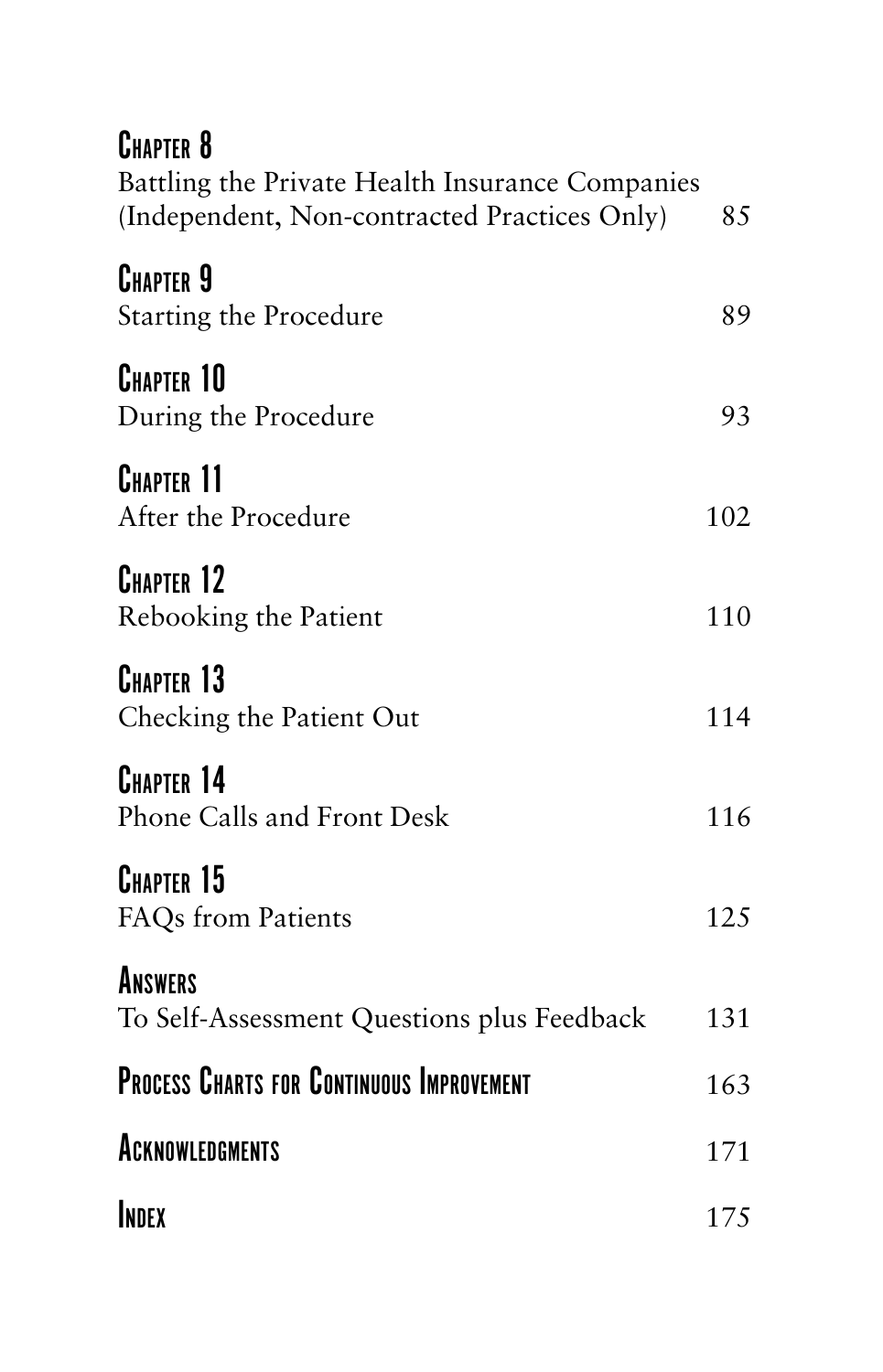**Chapter 8**
Battling the Private Health Insurance Companies (Independent, Non-contracted Practices Only) 85

**Chapter 9**
Starting the Procedure 89

**Chapter 10**
During the Procedure 93

**Chapter 11**
After the Procedure 102

**Chapter 12**
Rebooking the Patient 110

**Chapter 13**
Checking the Patient Out 114

**Chapter 14**
Phone Calls and Front Desk 116

**Chapter 15**
FAQs from Patients 125

**Answers**
To Self-Assessment Questions plus Feedback 131

**Process Charts for Continuous Improvement** 163

**Acknowledgments** 171

**Index** 175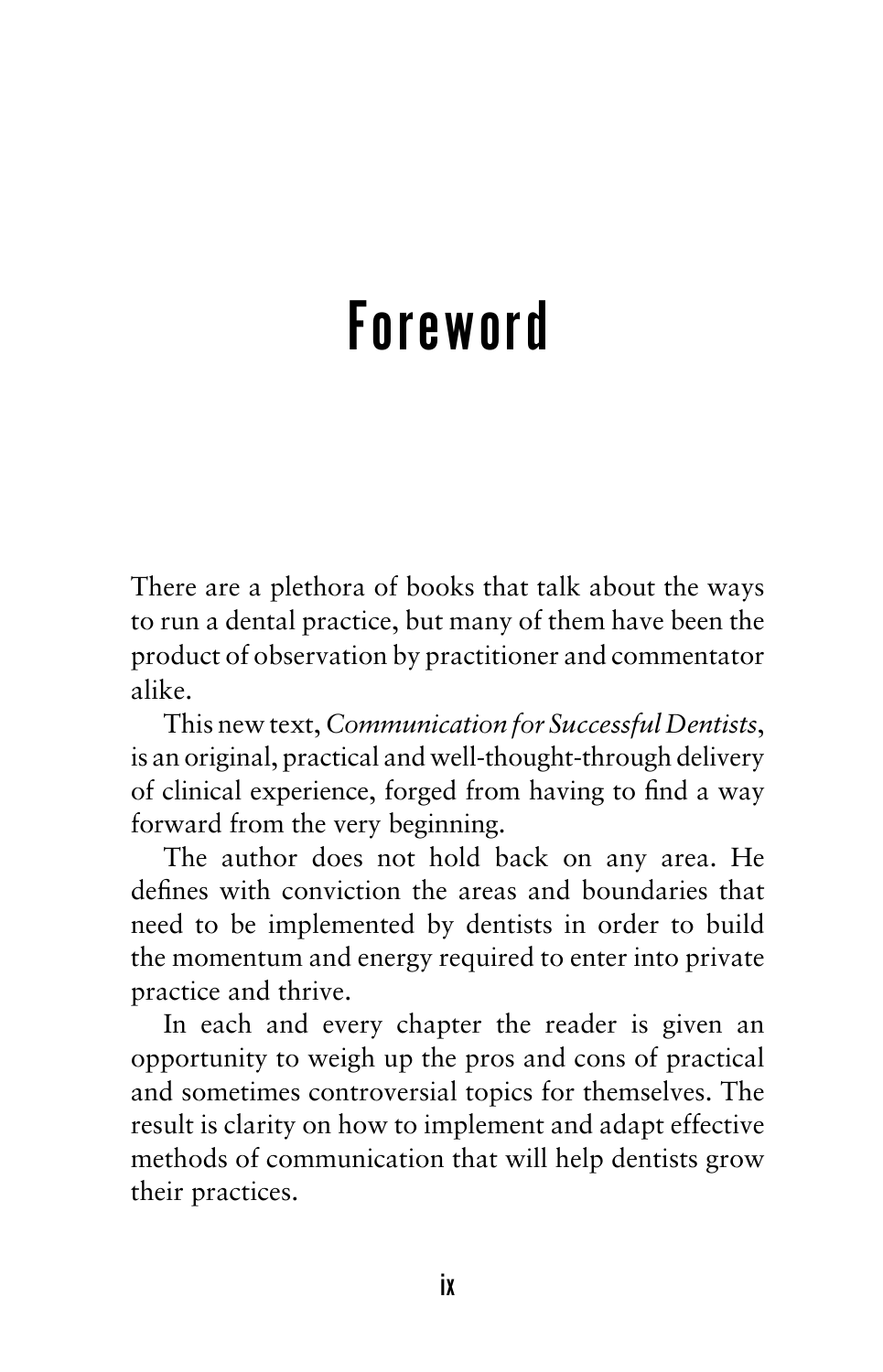# Foreword

There are a plethora of books that talk about the ways to run a dental practice, but many of them have been the product of observation by practitioner and commentator alike.

This new text, *Communication for Successful Dentists*, is an original, practical and well-thought-through delivery of clinical experience, forged from having to find a way forward from the very beginning.

The author does not hold back on any area. He defines with conviction the areas and boundaries that need to be implemented by dentists in order to build the momentum and energy required to enter into private practice and thrive.

In each and every chapter the reader is given an opportunity to weigh up the pros and cons of practical and sometimes controversial topics for themselves. The result is clarity on how to implement and adapt effective methods of communication that will help dentists grow their practices.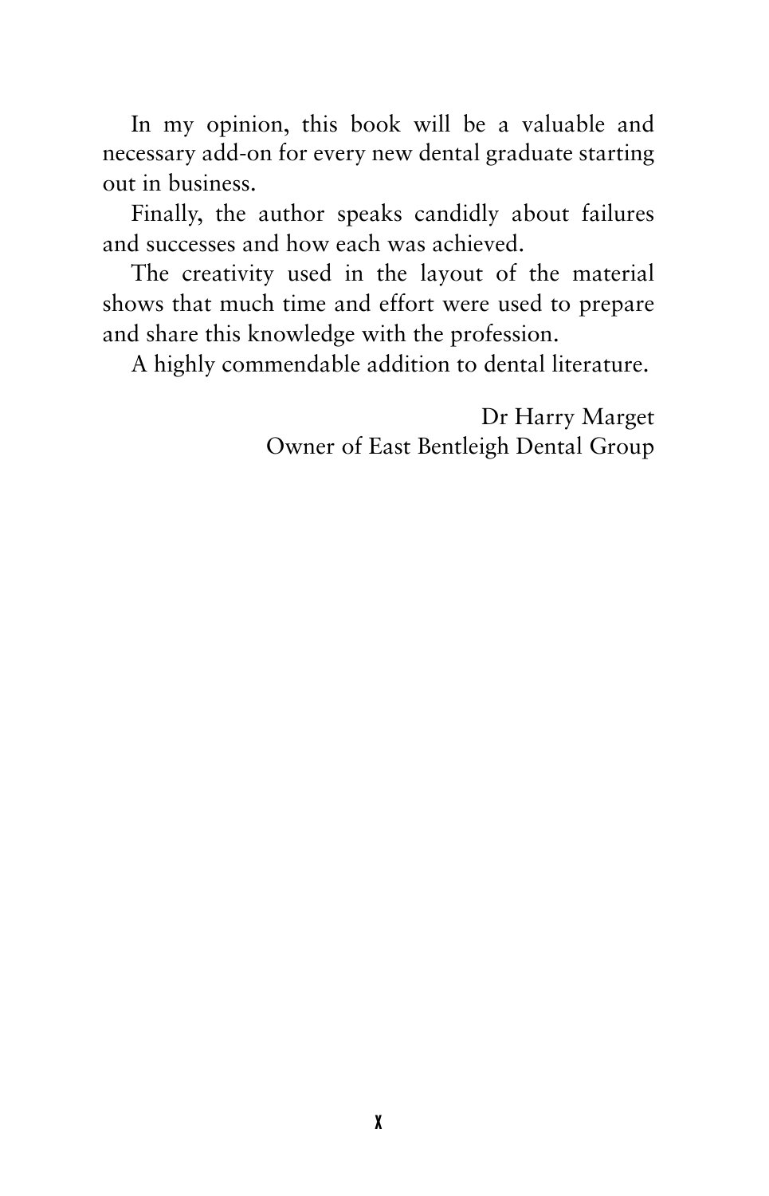In my opinion, this book will be a valuable and necessary add-on for every new dental graduate starting out in business.

Finally, the author speaks candidly about failures and successes and how each was achieved.

The creativity used in the layout of the material shows that much time and effort were used to prepare and share this knowledge with the profession.

A highly commendable addition to dental literature.

Dr Harry Marget
Owner of East Bentleigh Dental Group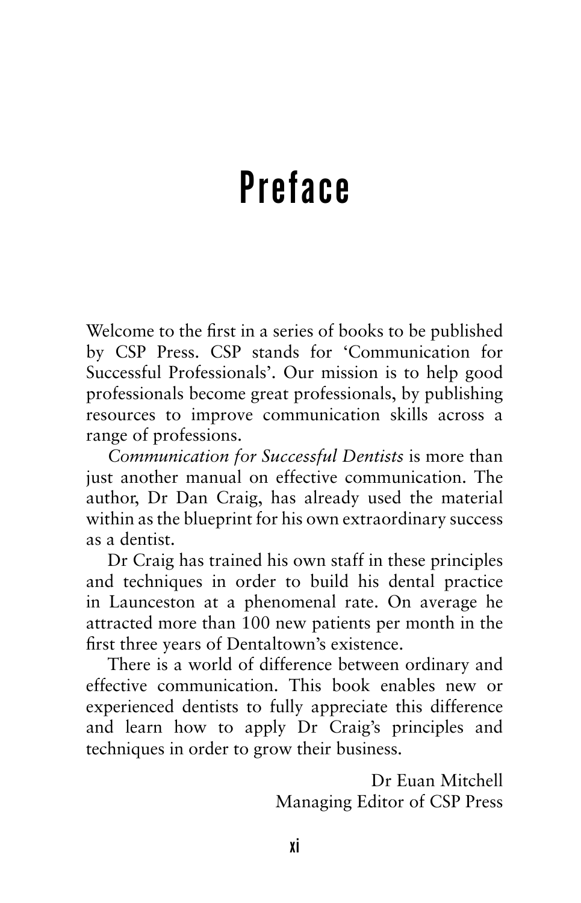# Preface

Welcome to the first in a series of books to be published by CSP Press. CSP stands for 'Communication for Successful Professionals'. Our mission is to help good professionals become great professionals, by publishing resources to improve communication skills across a range of professions.

*Communication for Successful Dentists* is more than just another manual on effective communication. The author, Dr Dan Craig, has already used the material within as the blueprint for his own extraordinary success as a dentist.

Dr Craig has trained his own staff in these principles and techniques in order to build his dental practice in Launceston at a phenomenal rate. On average he attracted more than 100 new patients per month in the first three years of Dentaltown's existence.

There is a world of difference between ordinary and effective communication. This book enables new or experienced dentists to fully appreciate this difference and learn how to apply Dr Craig's principles and techniques in order to grow their business.

Dr Euan Mitchell
Managing Editor of CSP Press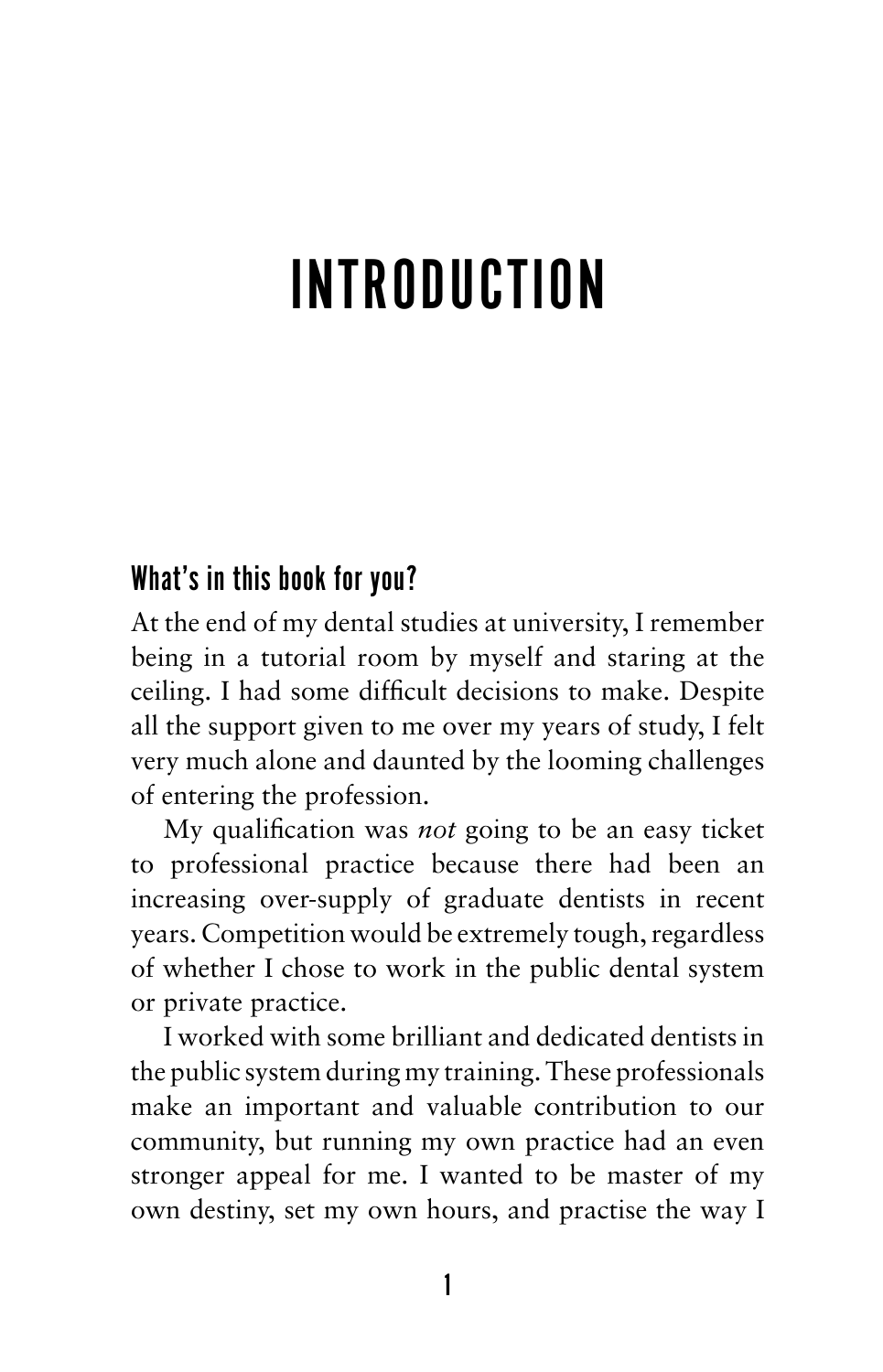# INTRODUCTION

## What's in this book for you?

At the end of my dental studies at university, I remember being in a tutorial room by myself and staring at the ceiling. I had some difficult decisions to make. Despite all the support given to me over my years of study, I felt very much alone and daunted by the looming challenges of entering the profession.

My qualification was *not* going to be an easy ticket to professional practice because there had been an increasing over-supply of graduate dentists in recent years. Competition would be extremely tough, regardless of whether I chose to work in the public dental system or private practice.

I worked with some brilliant and dedicated dentists in the public system during my training. These professionals make an important and valuable contribution to our community, but running my own practice had an even stronger appeal for me. I wanted to be master of my own destiny, set my own hours, and practise the way I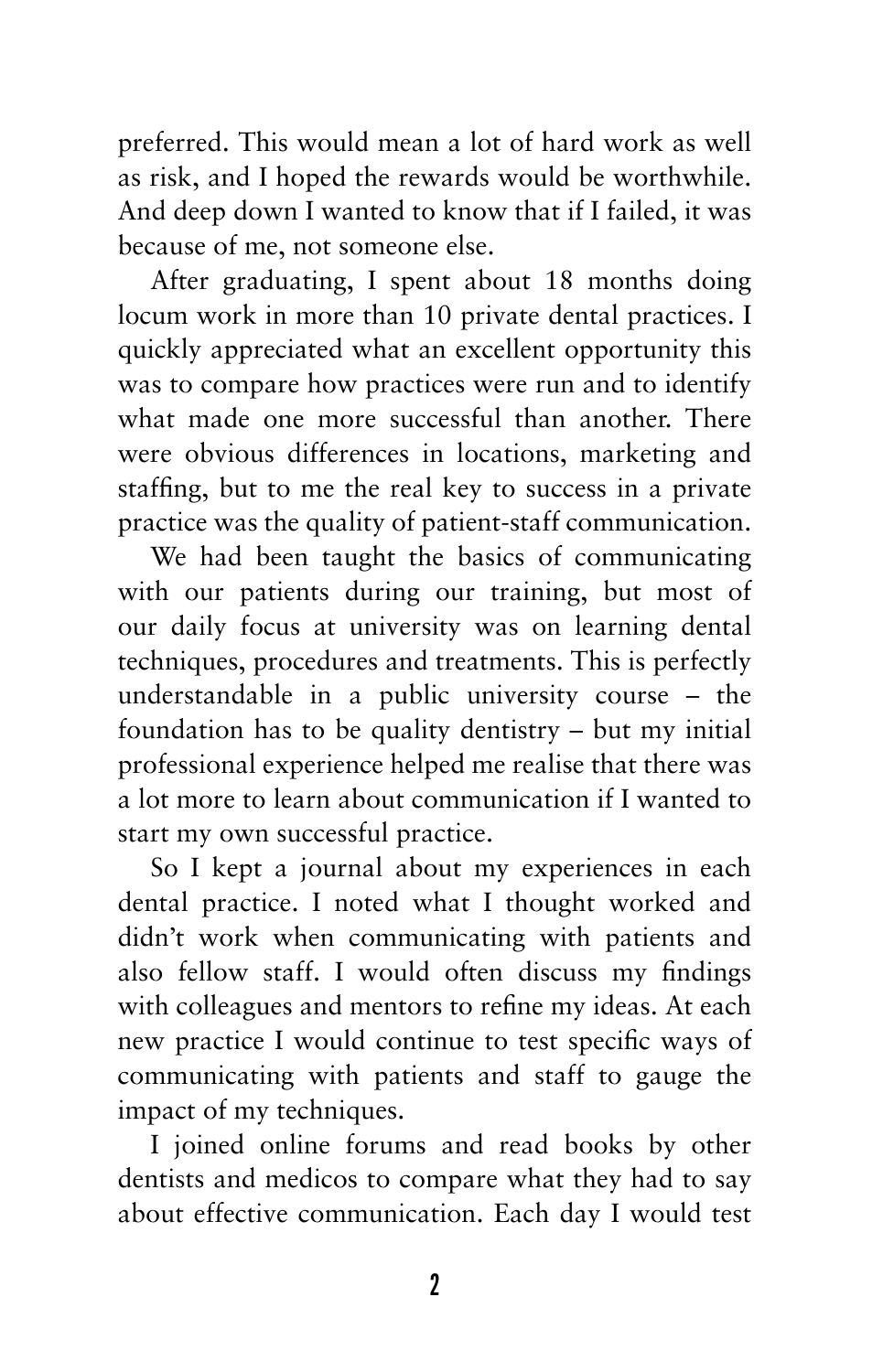preferred. This would mean a lot of hard work as well as risk, and I hoped the rewards would be worthwhile. And deep down I wanted to know that if I failed, it was because of me, not someone else.

After graduating, I spent about 18 months doing locum work in more than 10 private dental practices. I quickly appreciated what an excellent opportunity this was to compare how practices were run and to identify what made one more successful than another. There were obvious differences in locations, marketing and staffing, but to me the real key to success in a private practice was the quality of patient-staff communication.

We had been taught the basics of communicating with our patients during our training, but most of our daily focus at university was on learning dental techniques, procedures and treatments. This is perfectly understandable in a public university course – the foundation has to be quality dentistry – but my initial professional experience helped me realise that there was a lot more to learn about communication if I wanted to start my own successful practice.

So I kept a journal about my experiences in each dental practice. I noted what I thought worked and didn't work when communicating with patients and also fellow staff. I would often discuss my findings with colleagues and mentors to refine my ideas. At each new practice I would continue to test specific ways of communicating with patients and staff to gauge the impact of my techniques.

I joined online forums and read books by other dentists and medicos to compare what they had to say about effective communication. Each day I would test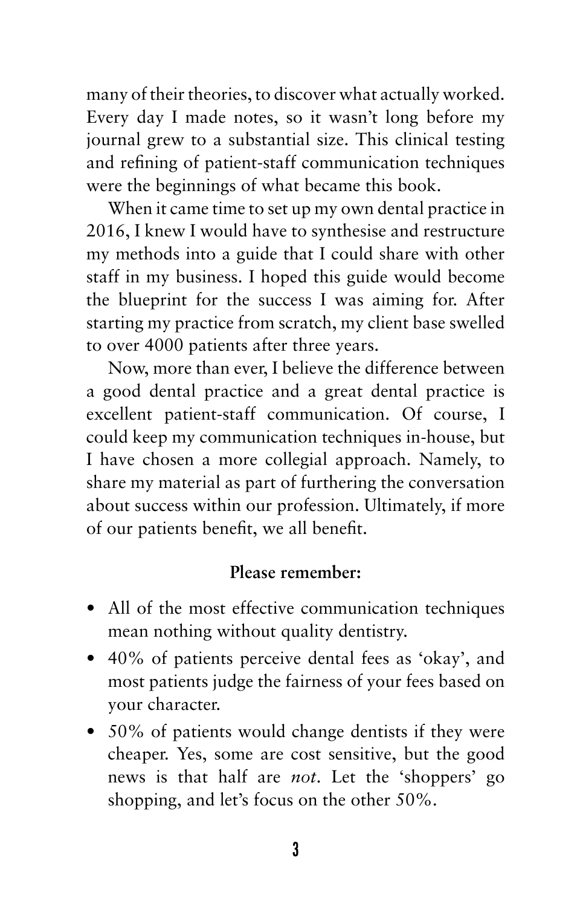many of their theories, to discover what actually worked. Every day I made notes, so it wasn't long before my journal grew to a substantial size. This clinical testing and refining of patient-staff communication techniques were the beginnings of what became this book.

When it came time to set up my own dental practice in 2016, I knew I would have to synthesise and restructure my methods into a guide that I could share with other staff in my business. I hoped this guide would become the blueprint for the success I was aiming for. After starting my practice from scratch, my client base swelled to over 4000 patients after three years.

Now, more than ever, I believe the difference between a good dental practice and a great dental practice is excellent patient-staff communication. Of course, I could keep my communication techniques in-house, but I have chosen a more collegial approach. Namely, to share my material as part of furthering the conversation about success within our profession. Ultimately, if more of our patients benefit, we all benefit.

**Please remember:**

- All of the most effective communication techniques mean nothing without quality dentistry.
- 40% of patients perceive dental fees as 'okay', and most patients judge the fairness of your fees based on your character.
- 50% of patients would change dentists if they were cheaper. Yes, some are cost sensitive, but the good news is that half are *not*. Let the 'shoppers' go shopping, and let's focus on the other 50%.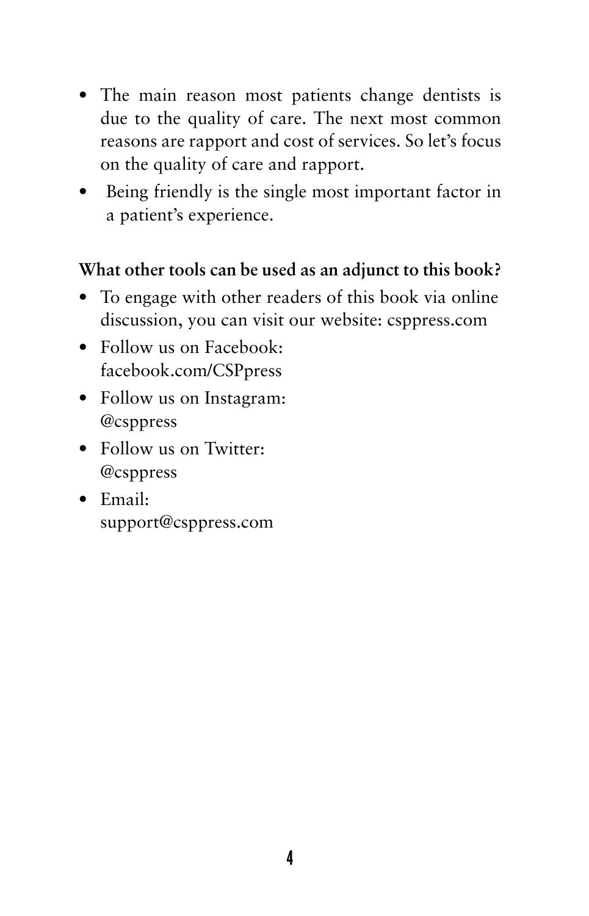- The main reason most patients change dentists is due to the quality of care. The next most common reasons are rapport and cost of services. So let's focus on the quality of care and rapport.
- Being friendly is the single most important factor in a patient's experience.

**What other tools can be used as an adjunct to this book?**

- To engage with other readers of this book via online discussion, you can visit our website: csppress.com
- Follow us on Facebook: facebook.com/CSPpress
- Follow us on Instagram: @csppress
- Follow us on Twitter: @csppress
- Email: support@csppress.com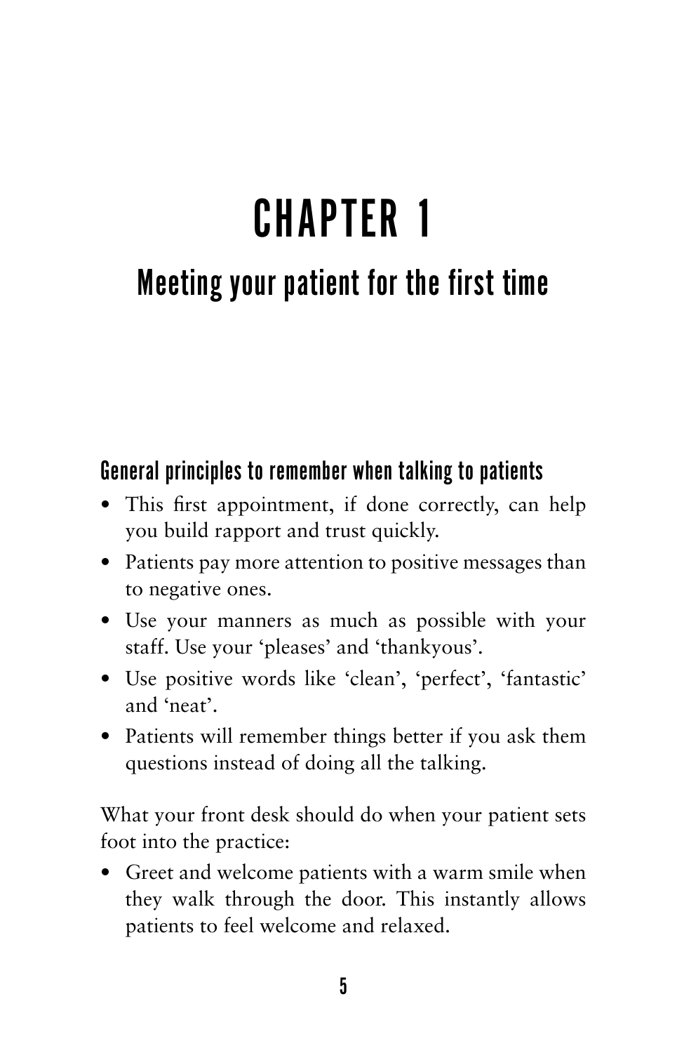# CHAPTER 1

## Meeting your patient for the first time

### General principles to remember when talking to patients

- This first appointment, if done correctly, can help you build rapport and trust quickly.
- Patients pay more attention to positive messages than to negative ones.
- Use your manners as much as possible with your staff. Use your 'pleases' and 'thankyous'.
- Use positive words like 'clean', 'perfect', 'fantastic' and 'neat'.
- Patients will remember things better if you ask them questions instead of doing all the talking.

What your front desk should do when your patient sets foot into the practice:

- Greet and welcome patients with a warm smile when they walk through the door. This instantly allows patients to feel welcome and relaxed.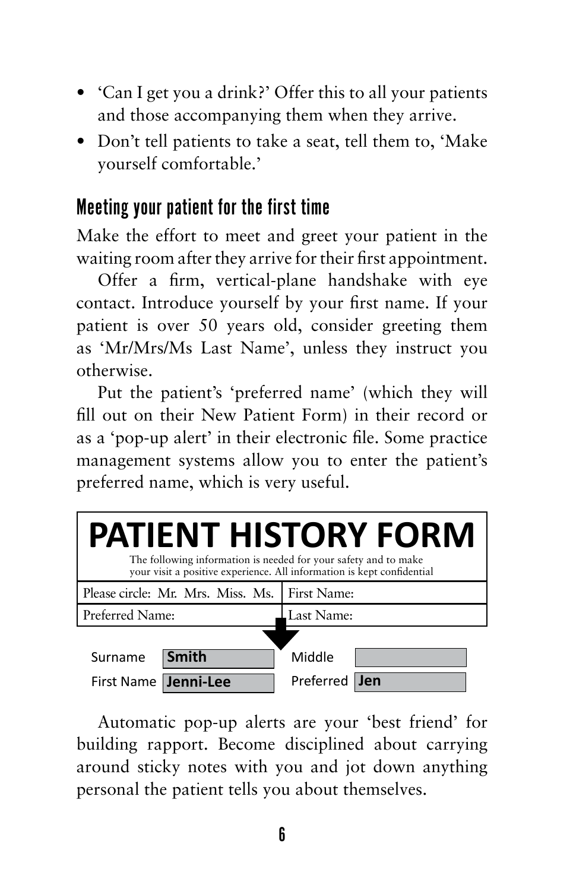- 'Can I get you a drink?' Offer this to all your patients and those accompanying them when they arrive.
- Don't tell patients to take a seat, tell them to, 'Make yourself comfortable.'

## Meeting your patient for the first time

Make the effort to meet and greet your patient in the waiting room after they arrive for their first appointment.

Offer a firm, vertical-plane handshake with eye contact. Introduce yourself by your first name. If your patient is over 50 years old, consider greeting them as 'Mr/Mrs/Ms Last Name', unless they instruct you otherwise.

Put the patient's 'preferred name' (which they will fill out on their New Patient Form) in their record or as a 'pop-up alert' in their electronic file. Some practice management systems allow you to enter the patient's preferred name, which is very useful.

**PATIENT HISTORY FORM**

The following information is needed for your safety and to make your visit a positive experience. All information is kept confidential

| Please circle: Mr. Mrs. Miss. Ms. | First Name: |
|---|---|
| Preferred Name: | Last Name: |

| Surname | **Smith** | Middle | |
|---|---|---|---|
| First Name | **Jenni-Lee** | Preferred | **Jen** |

Automatic pop-up alerts are your 'best friend' for building rapport. Become disciplined about carrying around sticky notes with you and jot down anything personal the patient tells you about themselves.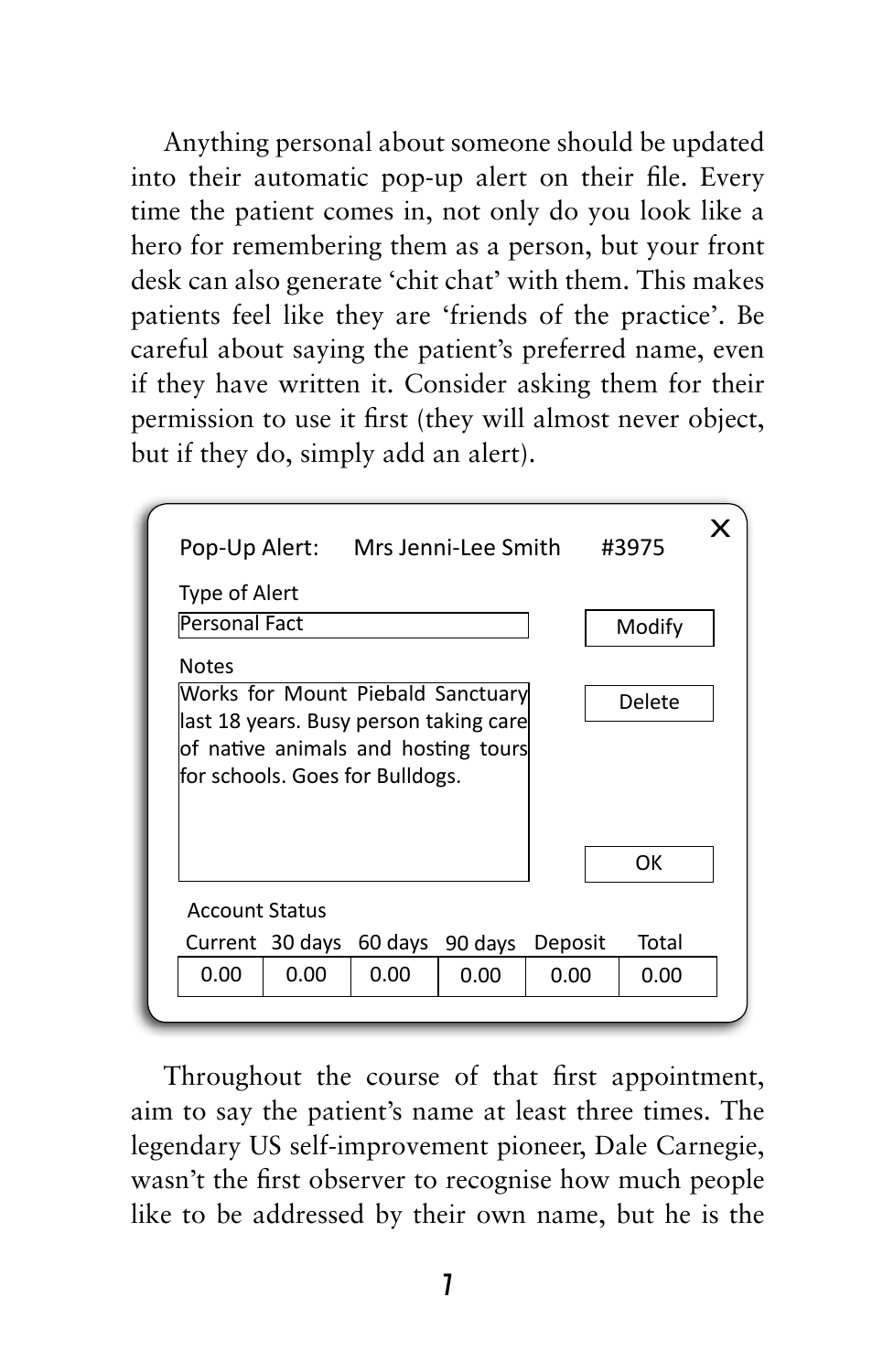Anything personal about someone should be updated into their automatic pop-up alert on their file. Every time the patient comes in, not only do you look like a hero for remembering them as a person, but your front desk can also generate 'chit chat' with them. This makes patients feel like they are 'friends of the practice'. Be careful about saying the patient's preferred name, even if they have written it. Consider asking them for their permission to use it first (they will almost never object, but if they do, simply add an alert).

Pop-Up Alert: Mrs Jenni-Lee Smith #3975

Type of Alert

Personal Fact

Notes

Works for Mount Piebald Sanctuary last 18 years. Busy person taking care of native animals and hosting tours for schools. Goes for Bulldogs.

Modify | Delete | OK

Account Status

| Current | 30 days | 60 days | 90 days | Deposit | Total |
| --- | --- | --- | --- | --- | --- |
| 0.00 | 0.00 | 0.00 | 0.00 | 0.00 | 0.00 |

Throughout the course of that first appointment, aim to say the patient's name at least three times. The legendary US self-improvement pioneer, Dale Carnegie, wasn't the first observer to recognise how much people like to be addressed by their own name, but he is the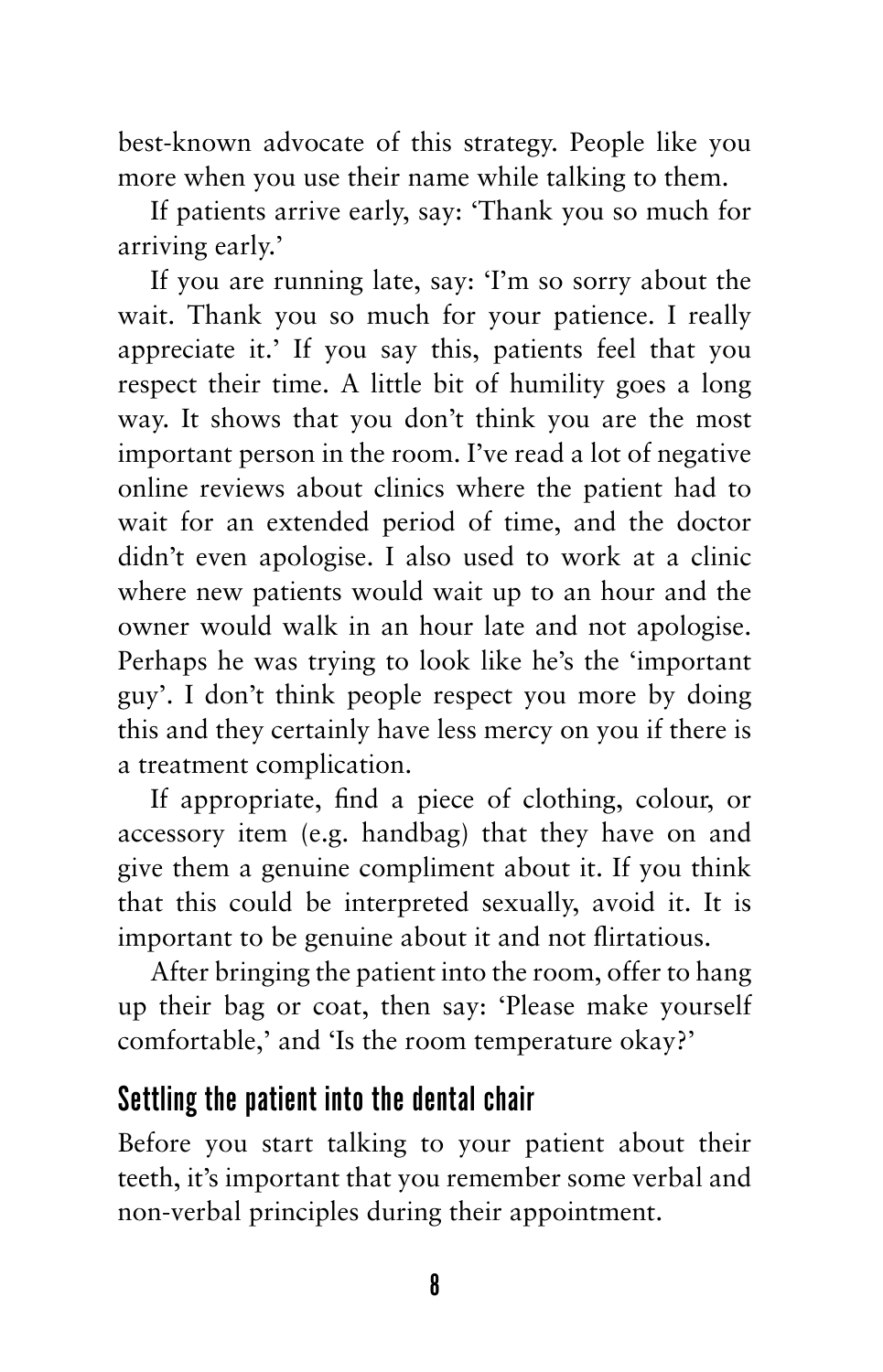best-known advocate of this strategy. People like you more when you use their name while talking to them.

If patients arrive early, say: 'Thank you so much for arriving early.'

If you are running late, say: 'I'm so sorry about the wait. Thank you so much for your patience. I really appreciate it.' If you say this, patients feel that you respect their time. A little bit of humility goes a long way. It shows that you don't think you are the most important person in the room. I've read a lot of negative online reviews about clinics where the patient had to wait for an extended period of time, and the doctor didn't even apologise. I also used to work at a clinic where new patients would wait up to an hour and the owner would walk in an hour late and not apologise. Perhaps he was trying to look like he's the 'important guy'. I don't think people respect you more by doing this and they certainly have less mercy on you if there is a treatment complication.

If appropriate, find a piece of clothing, colour, or accessory item (e.g. handbag) that they have on and give them a genuine compliment about it. If you think that this could be interpreted sexually, avoid it. It is important to be genuine about it and not flirtatious.

After bringing the patient into the room, offer to hang up their bag or coat, then say: 'Please make yourself comfortable,' and 'Is the room temperature okay?'

## Settling the patient into the dental chair

Before you start talking to your patient about their teeth, it's important that you remember some verbal and non-verbal principles during their appointment.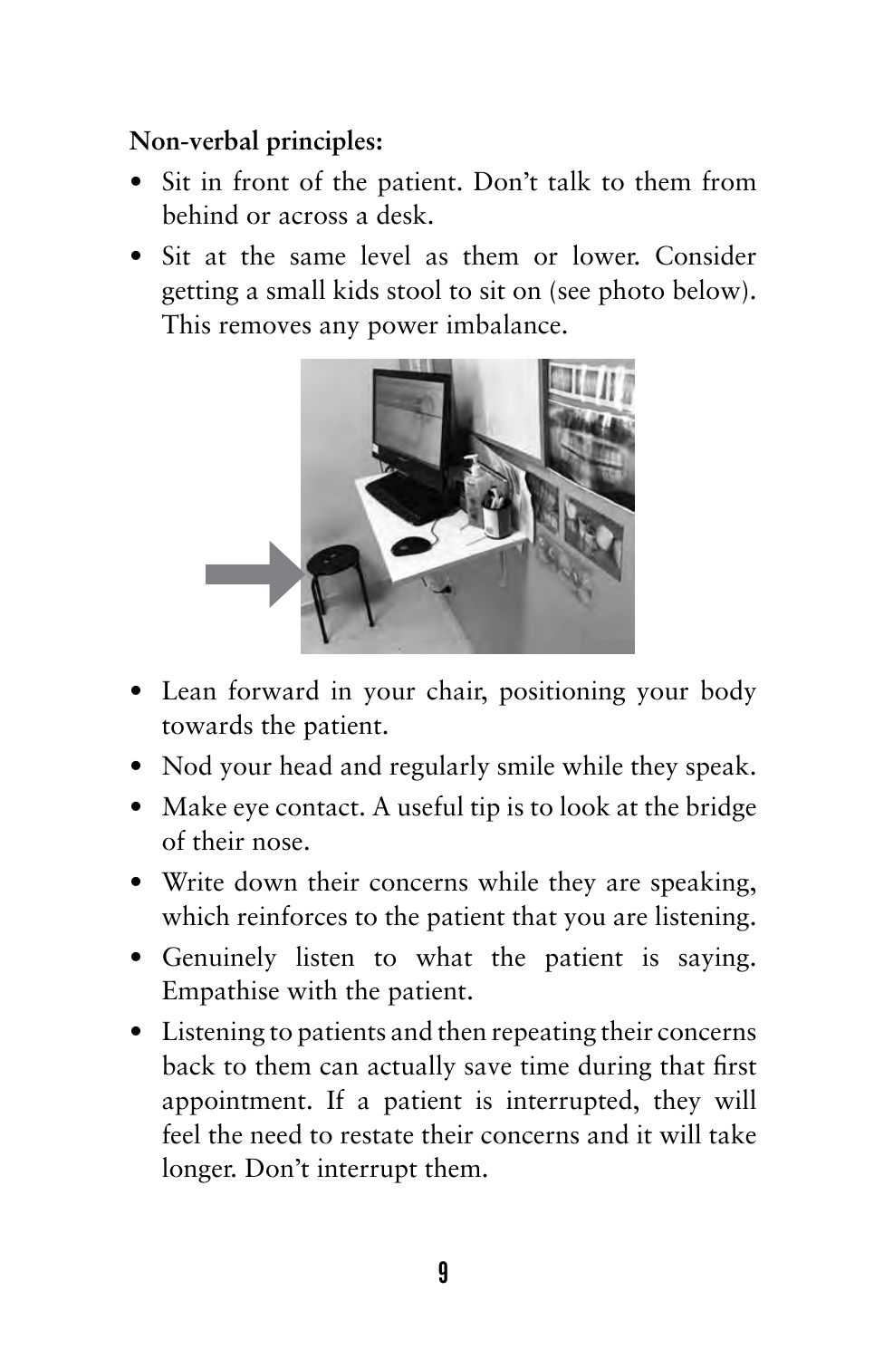**Non-verbal principles:**

- Sit in front of the patient. Don't talk to them from behind or across a desk.
- Sit at the same level as them or lower. Consider getting a small kids stool to sit on (see photo below). This removes any power imbalance.
- Lean forward in your chair, positioning your body towards the patient.
- Nod your head and regularly smile while they speak.
- Make eye contact. A useful tip is to look at the bridge of their nose.
- Write down their concerns while they are speaking, which reinforces to the patient that you are listening.
- Genuinely listen to what the patient is saying. Empathise with the patient.
- Listening to patients and then repeating their concerns back to them can actually save time during that first appointment. If a patient is interrupted, they will feel the need to restate their concerns and it will take longer. Don't interrupt them.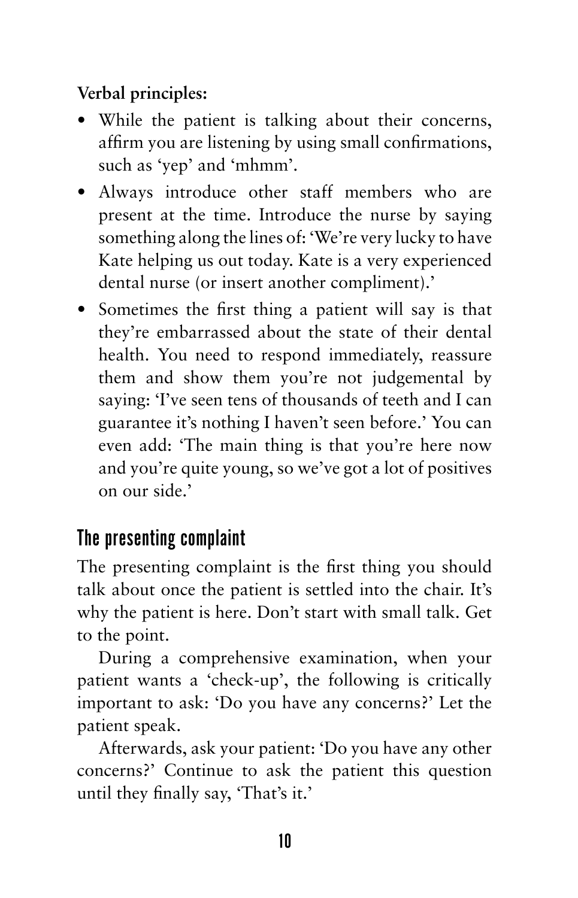**Verbal principles:**

- While the patient is talking about their concerns, affirm you are listening by using small confirmations, such as 'yep' and 'mhmm'.
- Always introduce other staff members who are present at the time. Introduce the nurse by saying something along the lines of: 'We're very lucky to have Kate helping us out today. Kate is a very experienced dental nurse (or insert another compliment).'
- Sometimes the first thing a patient will say is that they're embarrassed about the state of their dental health. You need to respond immediately, reassure them and show them you're not judgemental by saying: 'I've seen tens of thousands of teeth and I can guarantee it's nothing I haven't seen before.' You can even add: 'The main thing is that you're here now and you're quite young, so we've got a lot of positives on our side.'

## The presenting complaint

The presenting complaint is the first thing you should talk about once the patient is settled into the chair. It's why the patient is here. Don't start with small talk. Get to the point.

During a comprehensive examination, when your patient wants a 'check-up', the following is critically important to ask: 'Do you have any concerns?' Let the patient speak.

Afterwards, ask your patient: 'Do you have any other concerns?' Continue to ask the patient this question until they finally say, 'That's it.'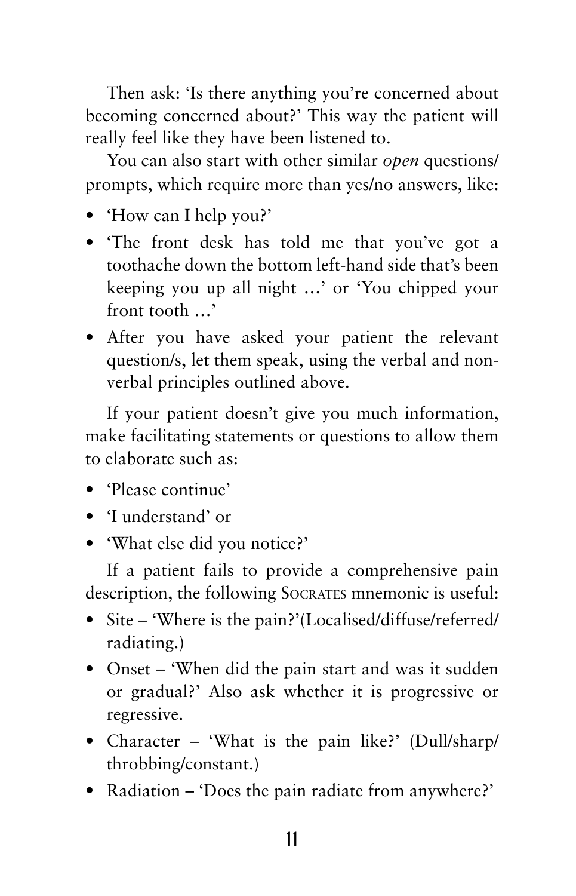Then ask: 'Is there anything you're concerned about becoming concerned about?' This way the patient will really feel like they have been listened to.

You can also start with other similar *open* questions/prompts, which require more than yes/no answers, like:

- 'How can I help you?'
- 'The front desk has told me that you've got a toothache down the bottom left-hand side that's been keeping you up all night …' or 'You chipped your front tooth …'
- After you have asked your patient the relevant question/s, let them speak, using the verbal and non-verbal principles outlined above.

If your patient doesn't give you much information, make facilitating statements or questions to allow them to elaborate such as:

- 'Please continue'
- 'I understand' or
- 'What else did you notice?'

If a patient fails to provide a comprehensive pain description, the following SOCRATES mnemonic is useful:

- Site – 'Where is the pain?'(Localised/diffuse/referred/radiating.)
- Onset – 'When did the pain start and was it sudden or gradual?' Also ask whether it is progressive or regressive.
- Character – 'What is the pain like?' (Dull/sharp/throbbing/constant.)
- Radiation – 'Does the pain radiate from anywhere?'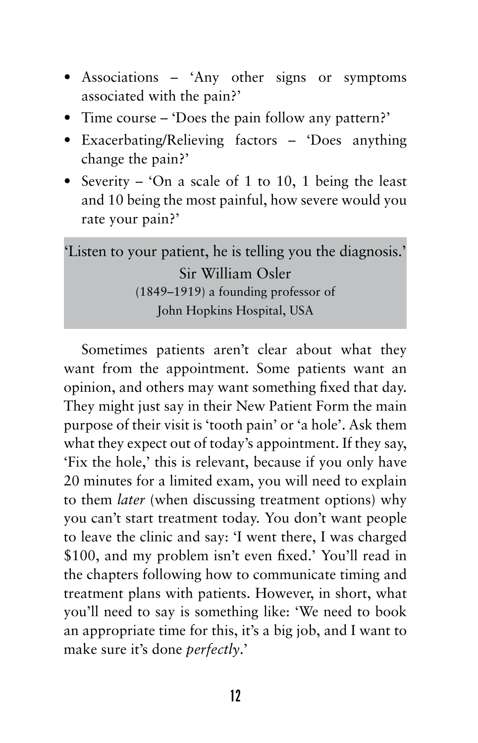- Associations – 'Any other signs or symptoms associated with the pain?'
- Time course – 'Does the pain follow any pattern?'
- Exacerbating/Relieving factors – 'Does anything change the pain?'
- Severity – 'On a scale of 1 to 10, 1 being the least and 10 being the most painful, how severe would you rate your pain?'

> 'Listen to your patient, he is telling you the diagnosis.'
>
> Sir William Osler
>
> (1849–1919) a founding professor of
> John Hopkins Hospital, USA

Sometimes patients aren't clear about what they want from the appointment. Some patients want an opinion, and others may want something fixed that day. They might just say in their New Patient Form the main purpose of their visit is 'tooth pain' or 'a hole'. Ask them what they expect out of today's appointment. If they say, 'Fix the hole,' this is relevant, because if you only have 20 minutes for a limited exam, you will need to explain to them *later* (when discussing treatment options) why you can't start treatment today. You don't want people to leave the clinic and say: 'I went there, I was charged $100, and my problem isn't even fixed.' You'll read in the chapters following how to communicate timing and treatment plans with patients. However, in short, what you'll need to say is something like: 'We need to book an appropriate time for this, it's a big job, and I want to make sure it's done *perfectly*.'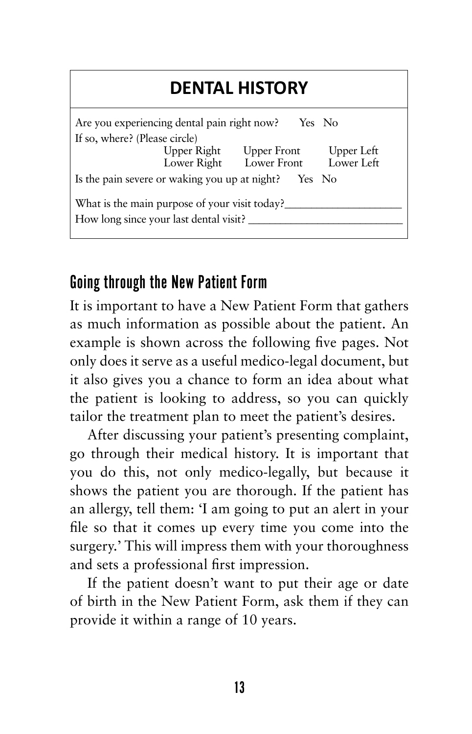## DENTAL HISTORY

Are you experiencing dental pain right now? Yes No

If so, where? (Please circle)

| Upper Right | Upper Front | Upper Left |
|---|---|---|
| Lower Right | Lower Front | Lower Left |

Is the pain severe or waking you up at night? Yes No

What is the main purpose of your visit today?____________________

How long since your last dental visit? ___________________________

### Going through the New Patient Form

It is important to have a New Patient Form that gathers as much information as possible about the patient. An example is shown across the following five pages. Not only does it serve as a useful medico-legal document, but it also gives you a chance to form an idea about what the patient is looking to address, so you can quickly tailor the treatment plan to meet the patient's desires.

After discussing your patient's presenting complaint, go through their medical history. It is important that you do this, not only medico-legally, but because it shows the patient you are thorough. If the patient has an allergy, tell them: 'I am going to put an alert in your file so that it comes up every time you come into the surgery.' This will impress them with your thoroughness and sets a professional first impression.

If the patient doesn't want to put their age or date of birth in the New Patient Form, ask them if they can provide it within a range of 10 years.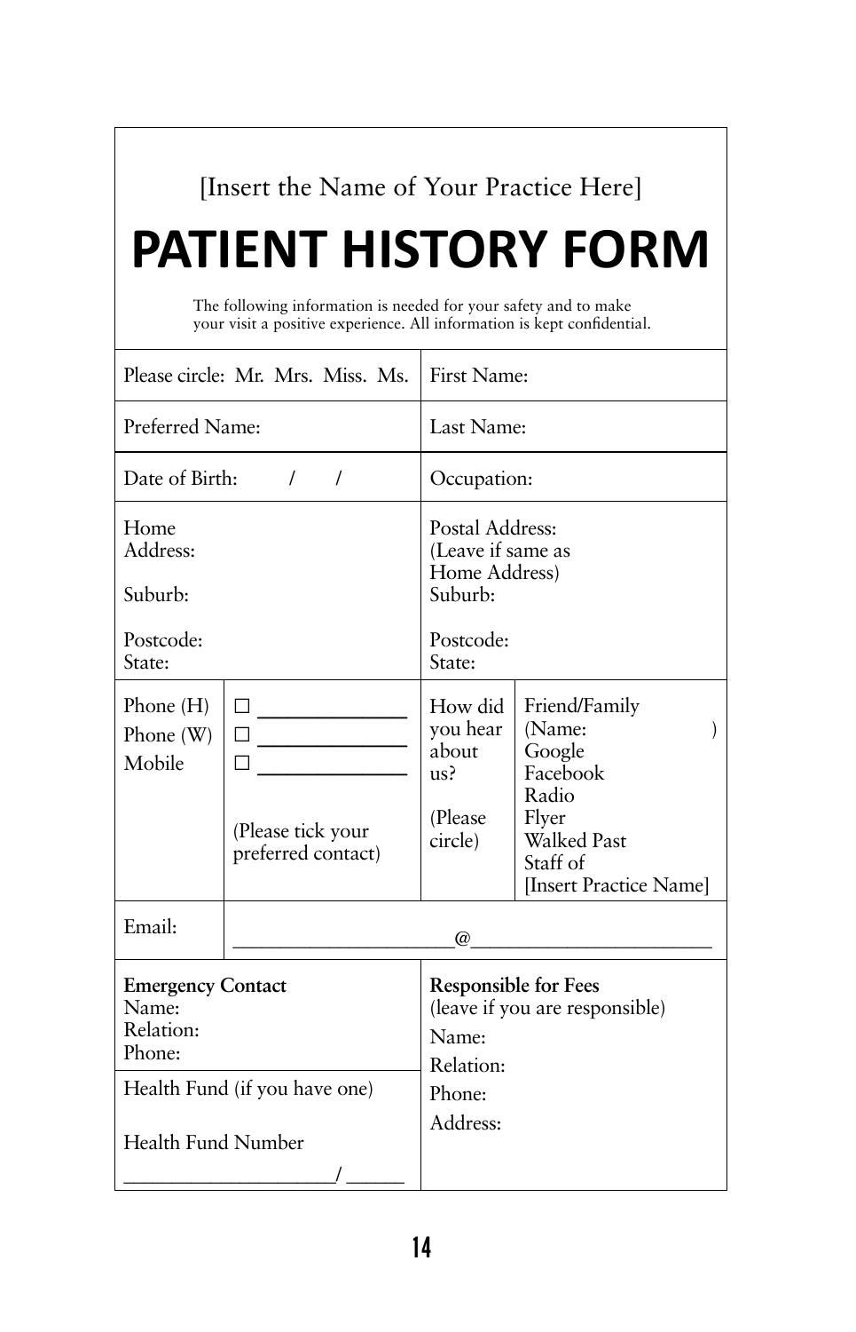[Insert the Name of Your Practice Here]

# PATIENT HISTORY FORM

The following information is needed for your safety and to make your visit a positive experience. All information is kept confidential.

| | | | |
|---|---|---|---|
| Please circle: Mr. Mrs. Miss. Ms. | | First Name: | |
| Preferred Name: | | Last Name: | |
| Date of Birth: / / | | Occupation: | |
| Home Address:<br><br>Suburb:<br><br>Postcode:<br>State: | | Postal Address:<br>(Leave if same as Home Address)<br>Suburb:<br><br>Postcode:<br>State: | |
| Phone (H)<br>Phone (W)<br>Mobile | ☐ ______________<br>☐ ______________<br>☐ ______________<br><br>(Please tick your preferred contact) | How did you hear about us?<br><br>(Please circle) | Friend/Family<br>(Name: )<br>Google<br>Facebook<br>Radio<br>Flyer<br>Walked Past<br>Staff of<br>[Insert Practice Name] |
| Email: | _____________________@_______________________ | | |
| **Emergency Contact**<br>Name:<br>Relation:<br>Phone: | | **Responsible for Fees**<br>(leave if you are responsible)<br>Name:<br>Relation:<br>Phone:<br>Address: | |
| Health Fund (if you have one)<br><br>Health Fund Number<br>____________________/ ______ | | | |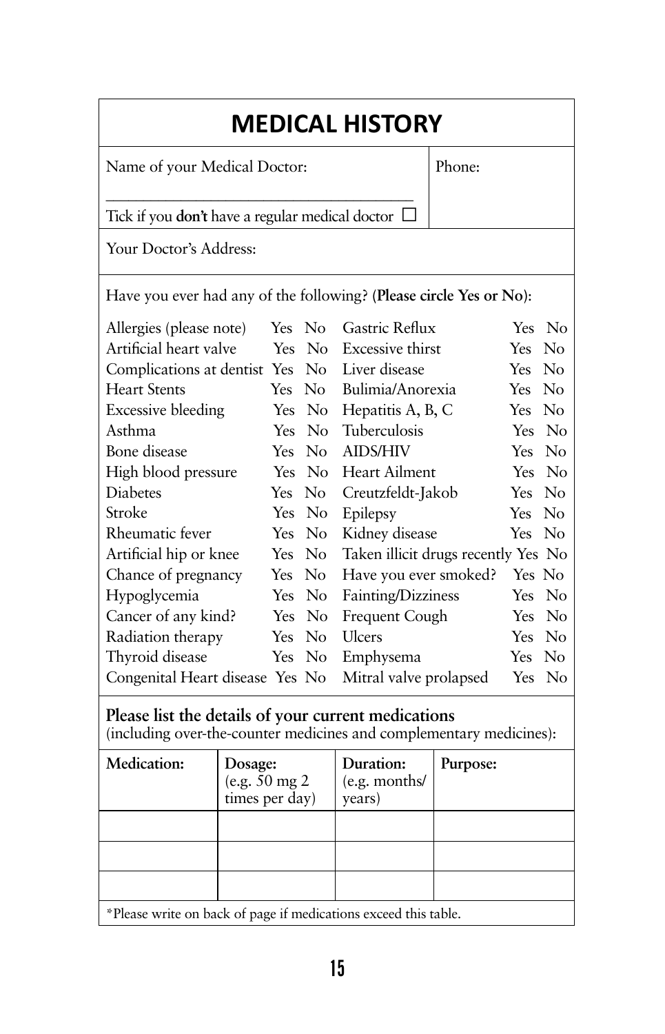# MEDICAL HISTORY

Name of your Medical Doctor:

_______________________________________

Tick if you **don't** have a regular medical doctor ☐

Phone:

Your Doctor's Address:

Have you ever had any of the following? (**Please circle Yes or No**):

| | | | | | |
|---|---|---|---|---|---|
| Allergies (please note) | Yes | No | Gastric Reflux | Yes | No |
| Artificial heart valve | Yes | No | Excessive thirst | Yes | No |
| Complications at dentist | Yes | No | Liver disease | Yes | No |
| Heart Stents | Yes | No | Bulimia/Anorexia | Yes | No |
| Excessive bleeding | Yes | No | Hepatitis A, B, C | Yes | No |
| Asthma | Yes | No | Tuberculosis | Yes | No |
| Bone disease | Yes | No | AIDS/HIV | Yes | No |
| High blood pressure | Yes | No | Heart Ailment | Yes | No |
| Diabetes | Yes | No | Creutzfeldt-Jakob | Yes | No |
| Stroke | Yes | No | Epilepsy | Yes | No |
| Rheumatic fever | Yes | No | Kidney disease | Yes | No |
| Artificial hip or knee | Yes | No | Taken illicit drugs recently | Yes | No |
| Chance of pregnancy | Yes | No | Have you ever smoked? | Yes | No |
| Hypoglycemia | Yes | No | Fainting/Dizziness | Yes | No |
| Cancer of any kind? | Yes | No | Frequent Cough | Yes | No |
| Radiation therapy | Yes | No | Ulcers | Yes | No |
| Thyroid disease | Yes | No | Emphysema | Yes | No |
| Congenital Heart disease | Yes | No | Mitral valve prolapsed | Yes | No |

**Please list the details of your current medications**
(including over-the-counter medicines and complementary medicines):

| **Medication:** | **Dosage:** (e.g. 50 mg 2 times per day) | **Duration:** (e.g. months/ years) | **Purpose:** |
|---|---|---|---|
| | | | |
| | | | |
| | | | |

*Please write on back of page if medications exceed this table.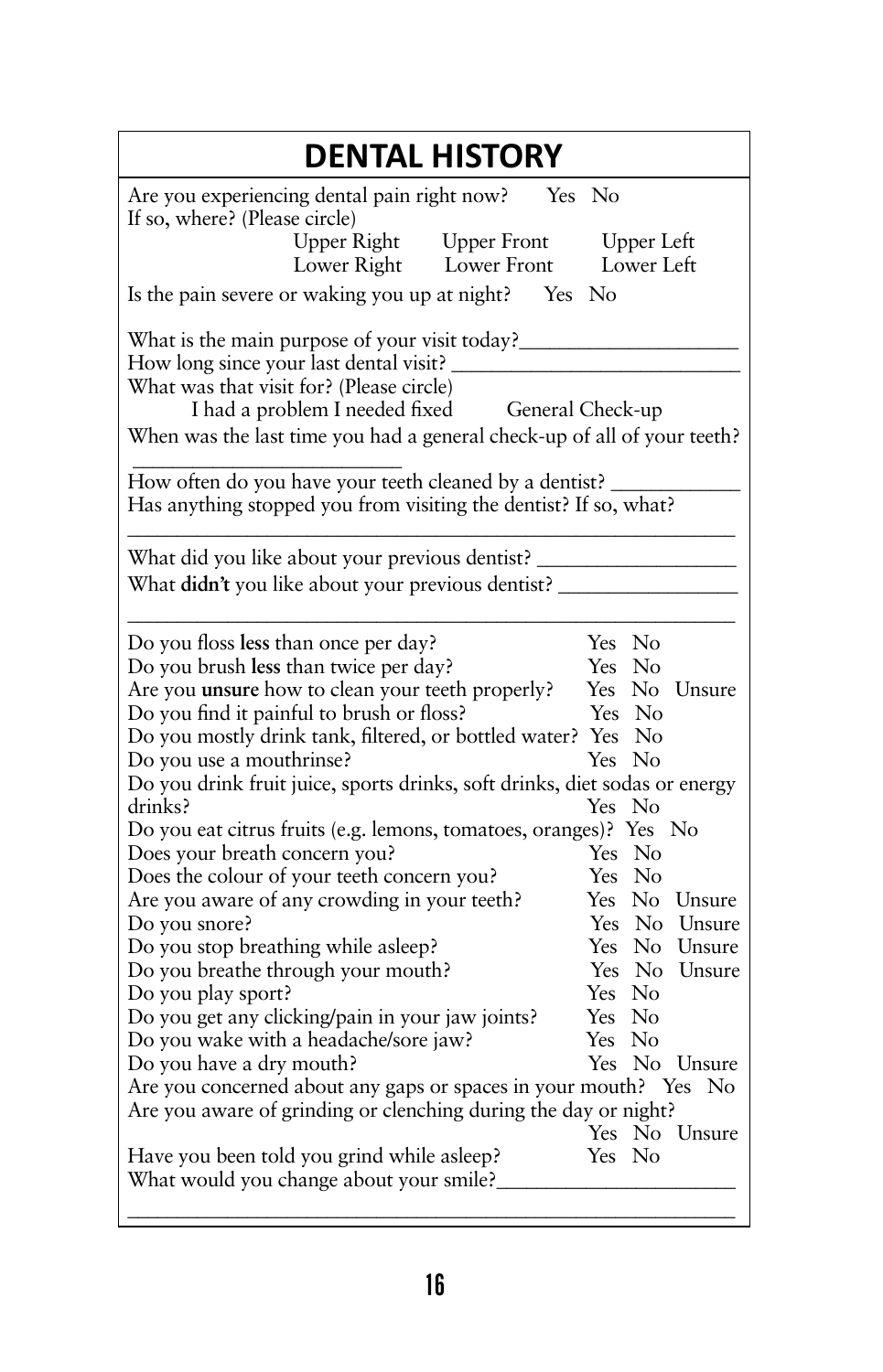# DENTAL HISTORY

Are you experiencing dental pain right now? Yes No

If so, where? (Please circle)

Upper Right Upper Front Upper Left
Lower Right Lower Front Lower Left

Is the pain severe or waking you up at night? Yes No

What is the main purpose of your visit today?____________________

How long since your last dental visit? ___________________________

What was that visit for? (Please circle)

I had a problem I needed fixed General Check-up

When was the last time you had a general check-up of all of your teeth?

_________________________

How often do you have your teeth cleaned by a dentist? ____________

Has anything stopped you from visiting the dentist? If so, what?

__________________________________________________________

What did you like about your previous dentist? __________________

What **didn't** you like about your previous dentist? ________________

__________________________________________________________

Do you floss **less** than once per day? Yes No

Do you brush **less** than twice per day? Yes No

Are you **unsure** how to clean your teeth properly? Yes No Unsure

Do you find it painful to brush or floss? Yes No

Do you mostly drink tank, filtered, or bottled water? Yes No

Do you use a mouthrinse? Yes No

Do you drink fruit juice, sports drinks, soft drinks, diet sodas or energy drinks? Yes No

Do you eat citrus fruits (e.g. lemons, tomatoes, oranges)? Yes No

Does your breath concern you? Yes No

Does the colour of your teeth concern you? Yes No

Are you aware of any crowding in your teeth? Yes No Unsure

Do you snore? Yes No Unsure

Do you stop breathing while asleep? Yes No Unsure

Do you breathe through your mouth? Yes No Unsure

Do you play sport? Yes No

Do you get any clicking/pain in your jaw joints? Yes No

Do you wake with a headache/sore jaw? Yes No

Do you have a dry mouth? Yes No Unsure

Are you concerned about any gaps or spaces in your mouth? Yes No

Are you aware of grinding or clenching during the day or night? Yes No Unsure

Have you been told you grind while asleep? Yes No

What would you change about your smile?______________________

__________________________________________________________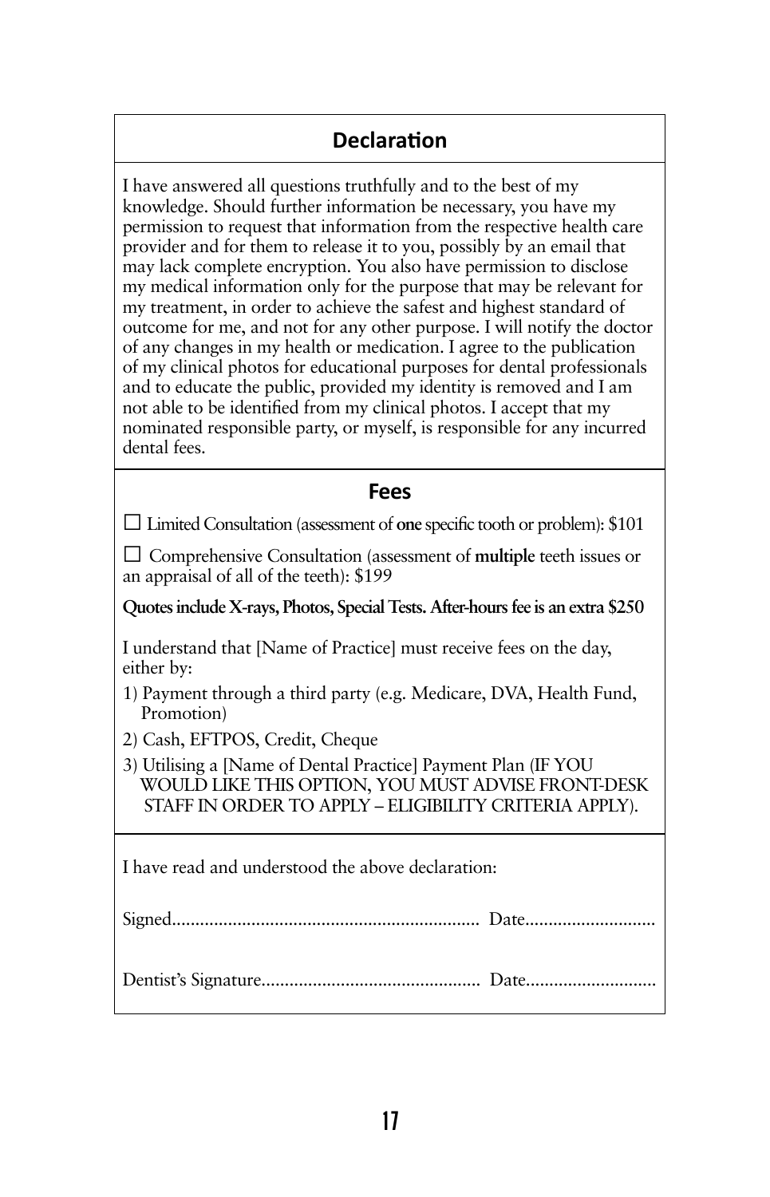## Declaration

I have answered all questions truthfully and to the best of my knowledge. Should further information be necessary, you have my permission to request that information from the respective health care provider and for them to release it to you, possibly by an email that may lack complete encryption. You also have permission to disclose my medical information only for the purpose that may be relevant for my treatment, in order to achieve the safest and highest standard of outcome for me, and not for any other purpose. I will notify the doctor of any changes in my health or medication. I agree to the publication of my clinical photos for educational purposes for dental professionals and to educate the public, provided my identity is removed and I am not able to be identified from my clinical photos. I accept that my nominated responsible party, or myself, is responsible for any incurred dental fees.

## Fees

☐ Limited Consultation (assessment of **one** specific tooth or problem): $101

☐ Comprehensive Consultation (assessment of **multiple** teeth issues or an appraisal of all of the teeth): $199

**Quotes include X-rays, Photos, Special Tests. After-hours fee is an extra $250**

I understand that [Name of Practice] must receive fees on the day, either by:

1) Payment through a third party (e.g. Medicare, DVA, Health Fund, Promotion)
2) Cash, EFTPOS, Credit, Cheque
3) Utilising a [Name of Dental Practice] Payment Plan (IF YOU WOULD LIKE THIS OPTION, YOU MUST ADVISE FRONT-DESK STAFF IN ORDER TO APPLY – ELIGIBILITY CRITERIA APPLY).

I have read and understood the above declaration:

Signed.................................................................. Date............................

Dentist's Signature............................................... Date............................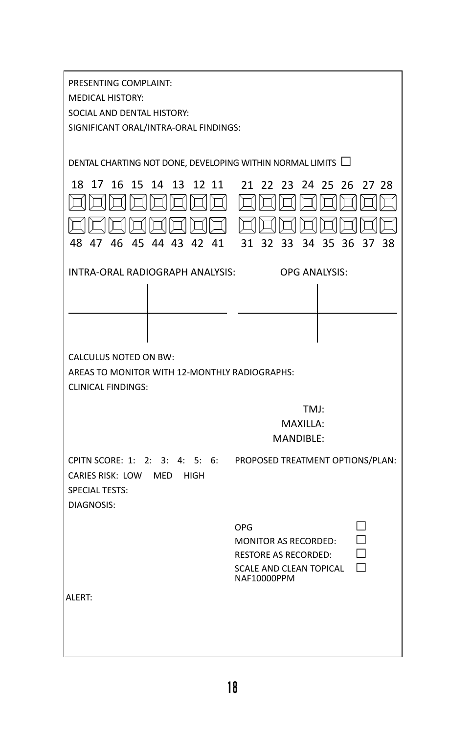PRESENTING COMPLAINT:

MEDICAL HISTORY:

SOCIAL AND DENTAL HISTORY:

SIGNIFICANT ORAL/INTRA-ORAL FINDINGS:

DENTAL CHARTING NOT DONE, DEVELOPING WITHIN NORMAL LIMITS ☐

| 18 | 17 | 16 | 15 | 14 | 13 | 12 | 11 | 21 | 22 | 23 | 24 | 25 | 26 | 27 | 28 |
|---|---|---|---|---|---|---|---|---|---|---|---|---|---|---|---|
| | | | | | | | | | | | | | | | |
| | | | | | | | | | | | | | | | |
| 48 | 47 | 46 | 45 | 44 | 43 | 42 | 41 | 31 | 32 | 33 | 34 | 35 | 36 | 37 | 38 |

INTRA-ORAL RADIOGRAPH ANALYSIS:

OPG ANALYSIS:

CALCULUS NOTED ON BW:

AREAS TO MONITOR WITH 12-MONTHLY RADIOGRAPHS:

CLINICAL FINDINGS:

TMJ:

MAXILLA:

MANDIBLE:

CPITN SCORE: 1: 2: 3: 4: 5: 6:

CARIES RISK: LOW MED HIGH

SPECIAL TESTS:

DIAGNOSIS:

PROPOSED TREATMENT OPTIONS/PLAN:

- OPG ☐
- MONITOR AS RECORDED: ☐
- RESTORE AS RECORDED: ☐
- SCALE AND CLEAN TOPICAL NAF10000PPM ☐

ALERT: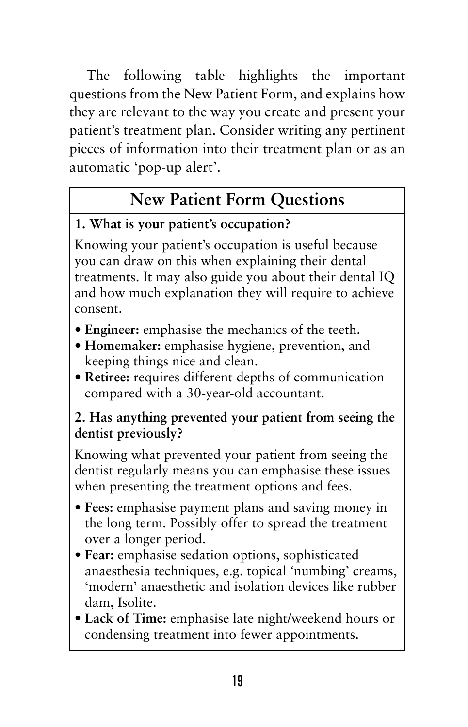The following table highlights the important questions from the New Patient Form, and explains how they are relevant to the way you create and present your patient's treatment plan. Consider writing any pertinent pieces of information into their treatment plan or as an automatic 'pop-up alert'.

## New Patient Form Questions

**1. What is your patient's occupation?**

Knowing your patient's occupation is useful because you can draw on this when explaining their dental treatments. It may also guide you about their dental IQ and how much explanation they will require to achieve consent.

- **Engineer:** emphasise the mechanics of the teeth.
- **Homemaker:** emphasise hygiene, prevention, and keeping things nice and clean.
- **Retiree:** requires different depths of communication compared with a 30-year-old accountant.

**2. Has anything prevented your patient from seeing the dentist previously?**

Knowing what prevented your patient from seeing the dentist regularly means you can emphasise these issues when presenting the treatment options and fees.

- **Fees:** emphasise payment plans and saving money in the long term. Possibly offer to spread the treatment over a longer period.
- **Fear:** emphasise sedation options, sophisticated anaesthesia techniques, e.g. topical 'numbing' creams, 'modern' anaesthetic and isolation devices like rubber dam, Isolite.
- **Lack of Time:** emphasise late night/weekend hours or condensing treatment into fewer appointments.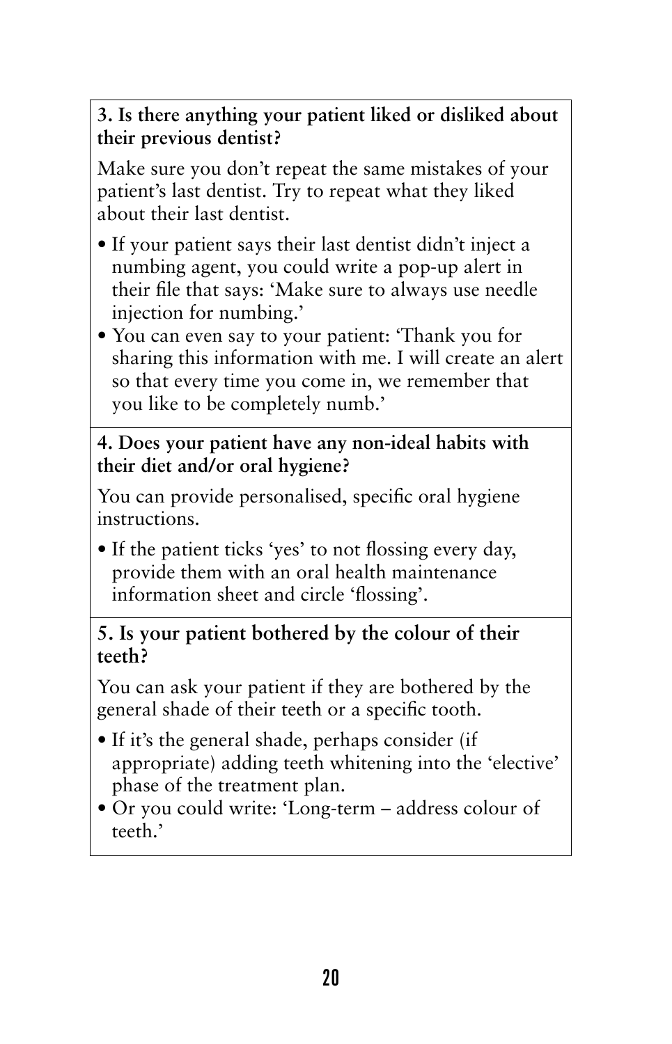**3. Is there anything your patient liked or disliked about their previous dentist?**

Make sure you don't repeat the same mistakes of your patient's last dentist. Try to repeat what they liked about their last dentist.

- If your patient says their last dentist didn't inject a numbing agent, you could write a pop-up alert in their file that says: 'Make sure to always use needle injection for numbing.'
- You can even say to your patient: 'Thank you for sharing this information with me. I will create an alert so that every time you come in, we remember that you like to be completely numb.'

**4. Does your patient have any non-ideal habits with their diet and/or oral hygiene?**

You can provide personalised, specific oral hygiene instructions.

- If the patient ticks 'yes' to not flossing every day, provide them with an oral health maintenance information sheet and circle 'flossing'.

**5. Is your patient bothered by the colour of their teeth?**

You can ask your patient if they are bothered by the general shade of their teeth or a specific tooth.

- If it's the general shade, perhaps consider (if appropriate) adding teeth whitening into the 'elective' phase of the treatment plan.
- Or you could write: 'Long-term – address colour of teeth.'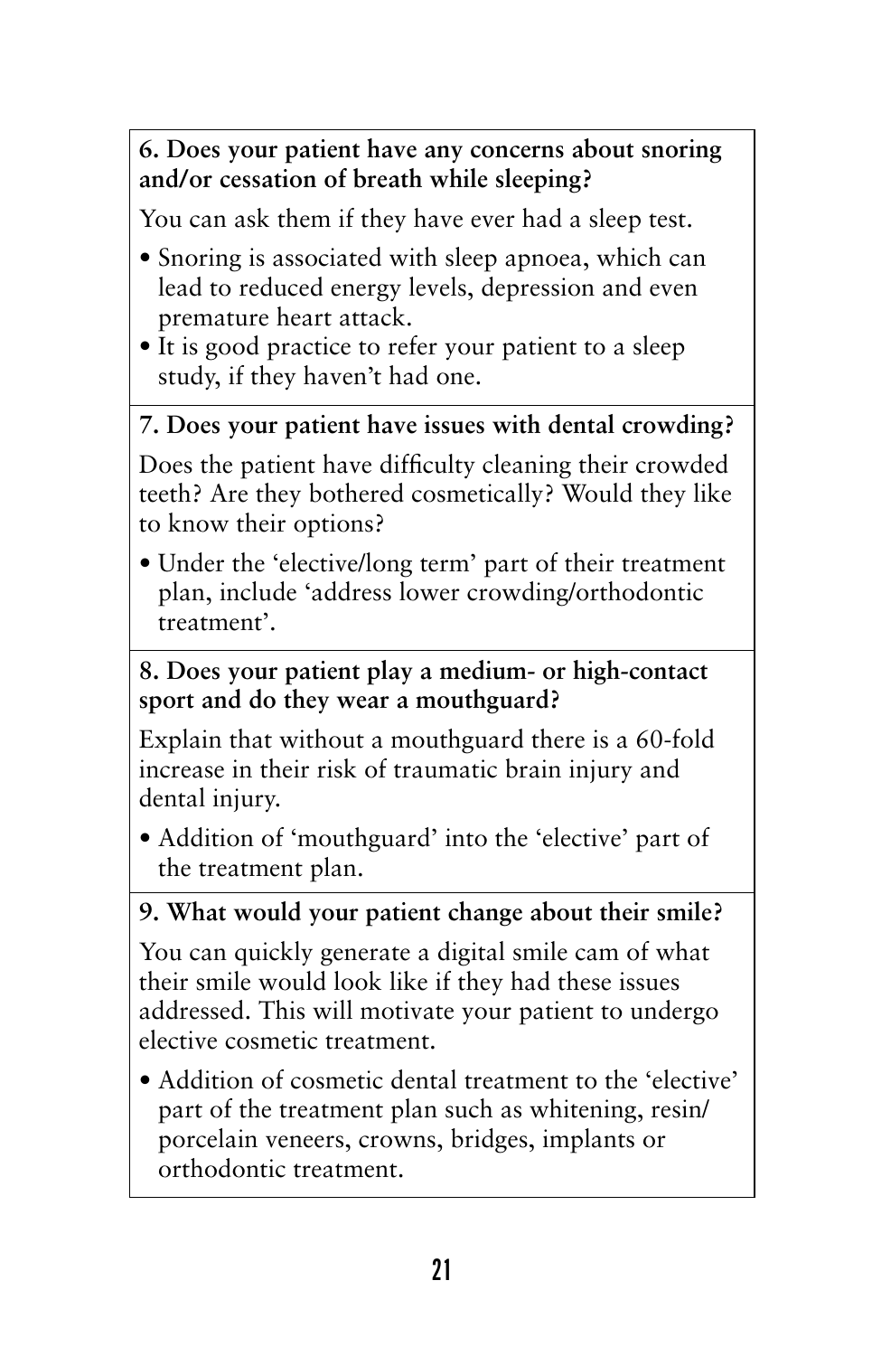**6. Does your patient have any concerns about snoring and/or cessation of breath while sleeping?**

You can ask them if they have ever had a sleep test.

- Snoring is associated with sleep apnoea, which can lead to reduced energy levels, depression and even premature heart attack.
- It is good practice to refer your patient to a sleep study, if they haven't had one.

**7. Does your patient have issues with dental crowding?**

Does the patient have difficulty cleaning their crowded teeth? Are they bothered cosmetically? Would they like to know their options?

- Under the 'elective/long term' part of their treatment plan, include 'address lower crowding/orthodontic treatment'.

**8. Does your patient play a medium- or high-contact sport and do they wear a mouthguard?**

Explain that without a mouthguard there is a 60-fold increase in their risk of traumatic brain injury and dental injury.

- Addition of 'mouthguard' into the 'elective' part of the treatment plan.

**9. What would your patient change about their smile?**

You can quickly generate a digital smile cam of what their smile would look like if they had these issues addressed. This will motivate your patient to undergo elective cosmetic treatment.

- Addition of cosmetic dental treatment to the 'elective' part of the treatment plan such as whitening, resin/porcelain veneers, crowns, bridges, implants or orthodontic treatment.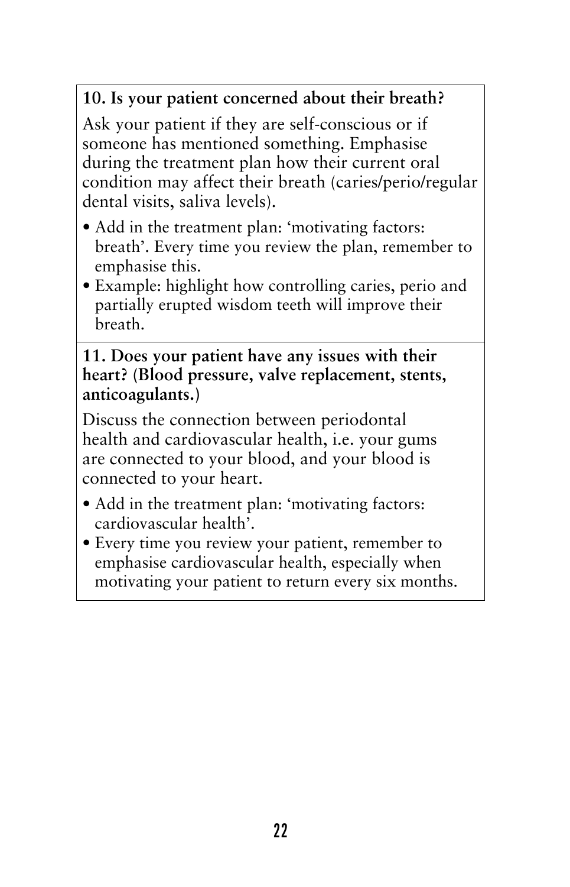**10. Is your patient concerned about their breath?**

Ask your patient if they are self-conscious or if someone has mentioned something. Emphasise during the treatment plan how their current oral condition may affect their breath (caries/perio/regular dental visits, saliva levels).

- Add in the treatment plan: 'motivating factors: breath'. Every time you review the plan, remember to emphasise this.
- Example: highlight how controlling caries, perio and partially erupted wisdom teeth will improve their breath.

**11. Does your patient have any issues with their heart? (Blood pressure, valve replacement, stents, anticoagulants.)**

Discuss the connection between periodontal health and cardiovascular health, i.e. your gums are connected to your blood, and your blood is connected to your heart.

- Add in the treatment plan: 'motivating factors: cardiovascular health'.
- Every time you review your patient, remember to emphasise cardiovascular health, especially when motivating your patient to return every six months.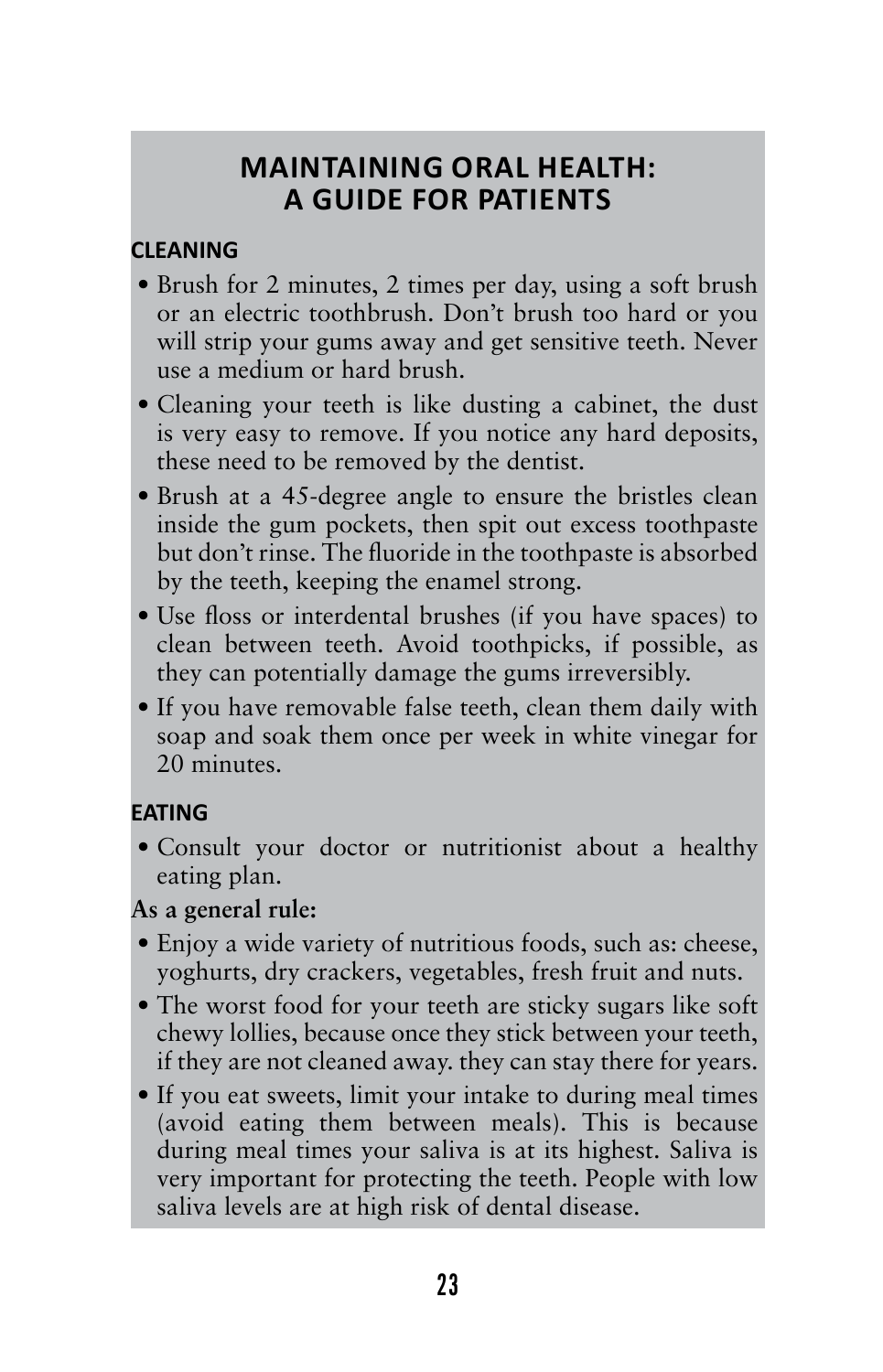## MAINTAINING ORAL HEALTH: A GUIDE FOR PATIENTS

### CLEANING

- Brush for 2 minutes, 2 times per day, using a soft brush or an electric toothbrush. Don't brush too hard or you will strip your gums away and get sensitive teeth. Never use a medium or hard brush.
- Cleaning your teeth is like dusting a cabinet, the dust is very easy to remove. If you notice any hard deposits, these need to be removed by the dentist.
- Brush at a 45-degree angle to ensure the bristles clean inside the gum pockets, then spit out excess toothpaste but don't rinse. The fluoride in the toothpaste is absorbed by the teeth, keeping the enamel strong.
- Use floss or interdental brushes (if you have spaces) to clean between teeth. Avoid toothpicks, if possible, as they can potentially damage the gums irreversibly.
- If you have removable false teeth, clean them daily with soap and soak them once per week in white vinegar for 20 minutes.

### EATING

- Consult your doctor or nutritionist about a healthy eating plan.

**As a general rule:**

- Enjoy a wide variety of nutritious foods, such as: cheese, yoghurts, dry crackers, vegetables, fresh fruit and nuts.
- The worst food for your teeth are sticky sugars like soft chewy lollies, because once they stick between your teeth, if they are not cleaned away. they can stay there for years.
- If you eat sweets, limit your intake to during meal times (avoid eating them between meals). This is because during meal times your saliva is at its highest. Saliva is very important for protecting the teeth. People with low saliva levels are at high risk of dental disease.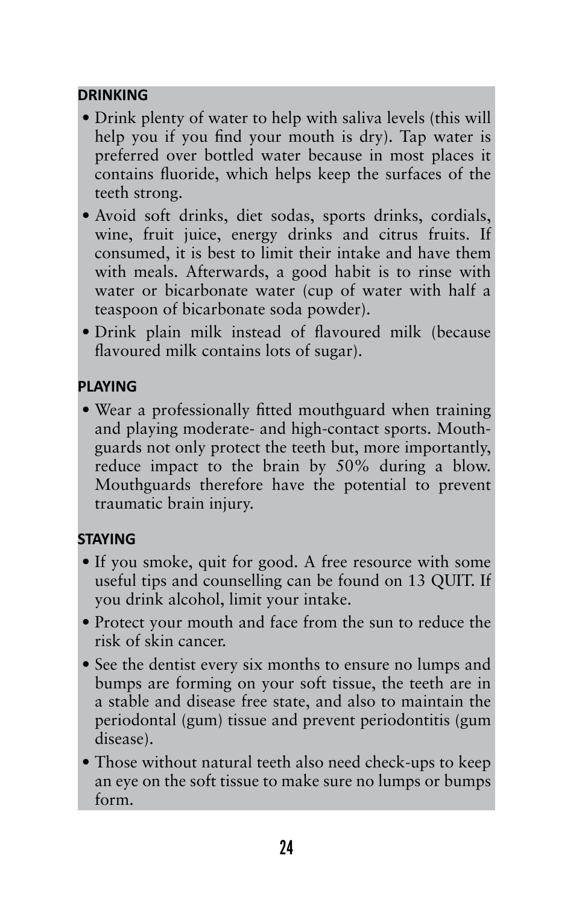**DRINKING**

- Drink plenty of water to help with saliva levels (this will help you if you find your mouth is dry). Tap water is preferred over bottled water because in most places it contains fluoride, which helps keep the surfaces of the teeth strong.
- Avoid soft drinks, diet sodas, sports drinks, cordials, wine, fruit juice, energy drinks and citrus fruits. If consumed, it is best to limit their intake and have them with meals. Afterwards, a good habit is to rinse with water or bicarbonate water (cup of water with half a teaspoon of bicarbonate soda powder).
- Drink plain milk instead of flavoured milk (because flavoured milk contains lots of sugar).

**PLAYING**

- Wear a professionally fitted mouthguard when training and playing moderate- and high-contact sports. Mouthguards not only protect the teeth but, more importantly, reduce impact to the brain by 50% during a blow. Mouthguards therefore have the potential to prevent traumatic brain injury.

**STAYING**

- If you smoke, quit for good. A free resource with some useful tips and counselling can be found on 13 QUIT. If you drink alcohol, limit your intake.
- Protect your mouth and face from the sun to reduce the risk of skin cancer.
- See the dentist every six months to ensure no lumps and bumps are forming on your soft tissue, the teeth are in a stable and disease free state, and also to maintain the periodontal (gum) tissue and prevent periodontitis (gum disease).
- Those without natural teeth also need check-ups to keep an eye on the soft tissue to make sure no lumps or bumps form.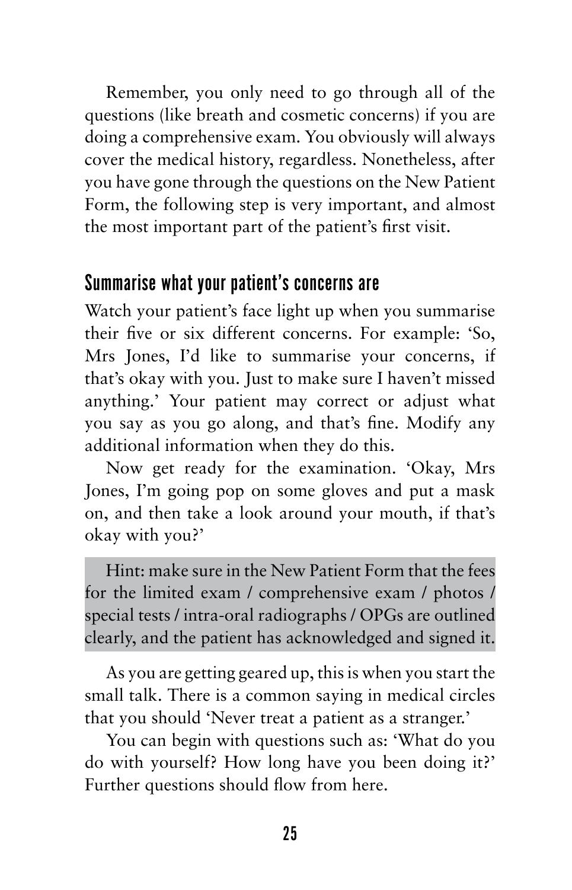Remember, you only need to go through all of the questions (like breath and cosmetic concerns) if you are doing a comprehensive exam. You obviously will always cover the medical history, regardless. Nonetheless, after you have gone through the questions on the New Patient Form, the following step is very important, and almost the most important part of the patient's first visit.

## Summarise what your patient's concerns are

Watch your patient's face light up when you summarise their five or six different concerns. For example: 'So, Mrs Jones, I'd like to summarise your concerns, if that's okay with you. Just to make sure I haven't missed anything.' Your patient may correct or adjust what you say as you go along, and that's fine. Modify any additional information when they do this.

Now get ready for the examination. 'Okay, Mrs Jones, I'm going pop on some gloves and put a mask on, and then take a look around your mouth, if that's okay with you?'

> Hint: make sure in the New Patient Form that the fees for the limited exam / comprehensive exam / photos / special tests / intra-oral radiographs / OPGs are outlined clearly, and the patient has acknowledged and signed it.

As you are getting geared up, this is when you start the small talk. There is a common saying in medical circles that you should 'Never treat a patient as a stranger.'

You can begin with questions such as: 'What do you do with yourself? How long have you been doing it?' Further questions should flow from here.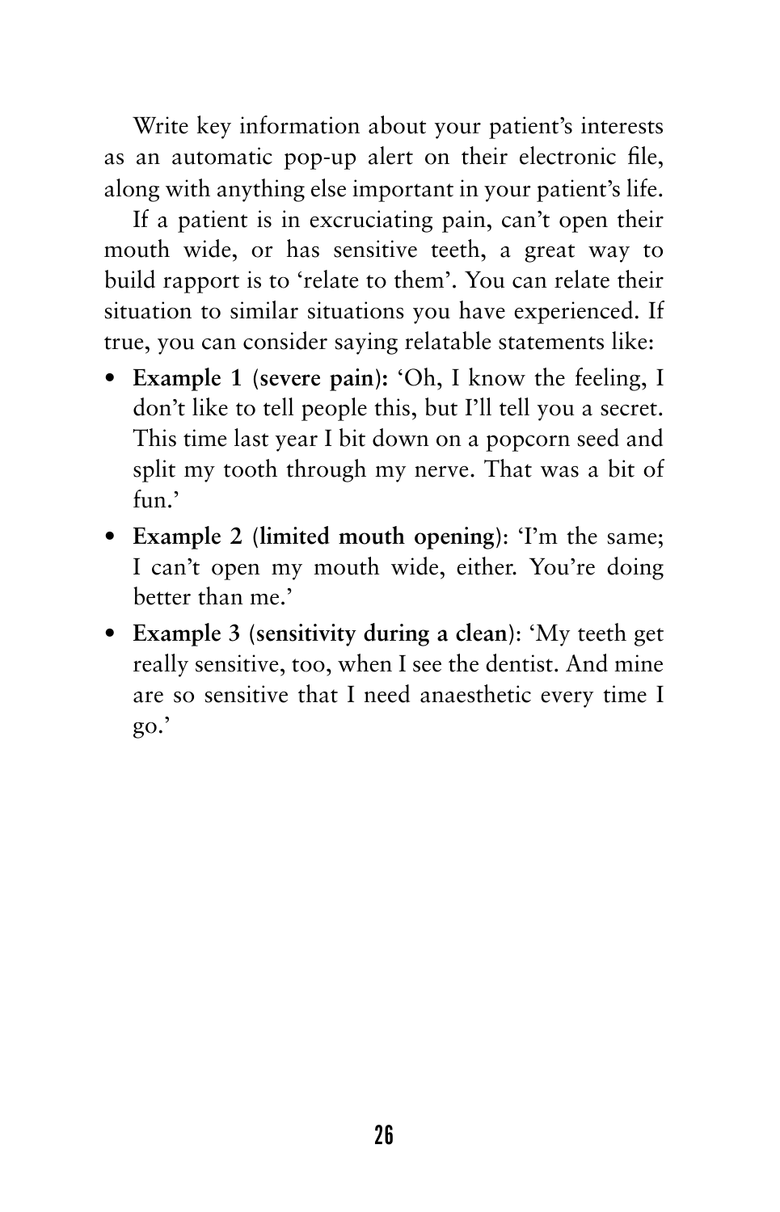Write key information about your patient's interests as an automatic pop-up alert on their electronic file, along with anything else important in your patient's life.

If a patient is in excruciating pain, can't open their mouth wide, or has sensitive teeth, a great way to build rapport is to 'relate to them'. You can relate their situation to similar situations you have experienced. If true, you can consider saying relatable statements like:

- **Example 1 (severe pain):** 'Oh, I know the feeling, I don't like to tell people this, but I'll tell you a secret. This time last year I bit down on a popcorn seed and split my tooth through my nerve. That was a bit of fun.'
- **Example 2 (limited mouth opening)**: 'I'm the same; I can't open my mouth wide, either. You're doing better than me.'
- **Example 3 (sensitivity during a clean)**: 'My teeth get really sensitive, too, when I see the dentist. And mine are so sensitive that I need anaesthetic every time I go.'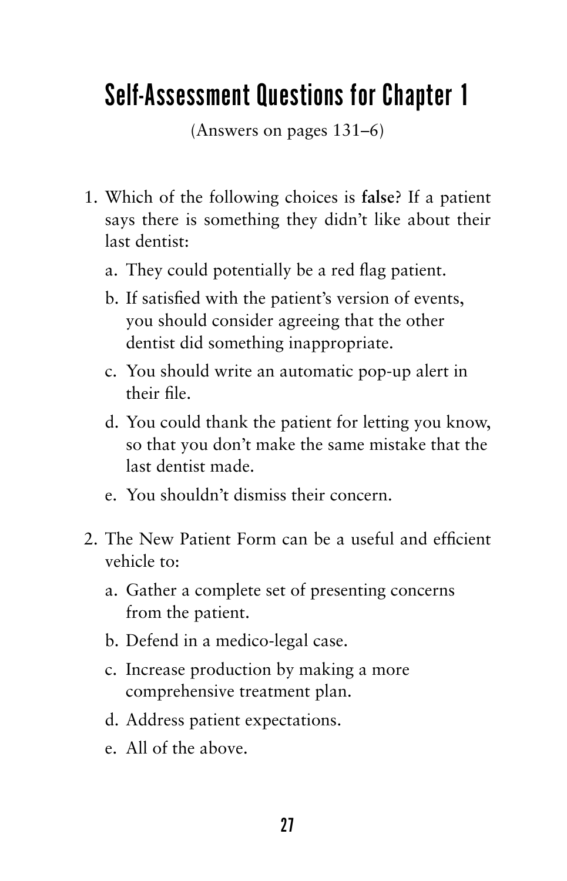# Self-Assessment Questions for Chapter 1

(Answers on pages 131–6)

1. Which of the following choices is **false**? If a patient says there is something they didn't like about their last dentist:
   a. They could potentially be a red flag patient.
   b. If satisfied with the patient's version of events, you should consider agreeing that the other dentist did something inappropriate.
   c. You should write an automatic pop-up alert in their file.
   d. You could thank the patient for letting you know, so that you don't make the same mistake that the last dentist made.
   e. You shouldn't dismiss their concern.

2. The New Patient Form can be a useful and efficient vehicle to:
   a. Gather a complete set of presenting concerns from the patient.
   b. Defend in a medico-legal case.
   c. Increase production by making a more comprehensive treatment plan.
   d. Address patient expectations.
   e. All of the above.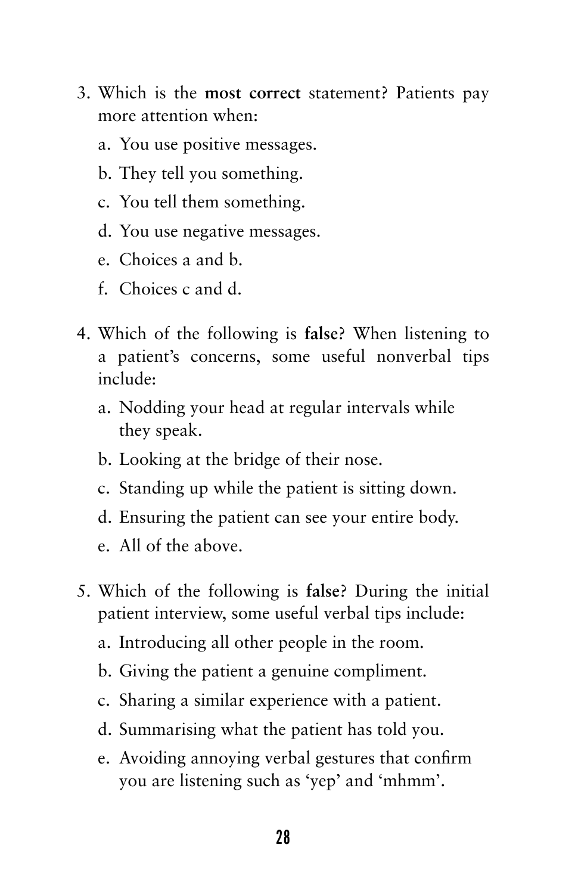3. Which is the **most correct** statement? Patients pay more attention when:

   a. You use positive messages.

   b. They tell you something.

   c. You tell them something.

   d. You use negative messages.

   e. Choices a and b.

   f. Choices c and d.

4. Which of the following is **false**? When listening to a patient's concerns, some useful nonverbal tips include:

   a. Nodding your head at regular intervals while they speak.

   b. Looking at the bridge of their nose.

   c. Standing up while the patient is sitting down.

   d. Ensuring the patient can see your entire body.

   e. All of the above.

5. Which of the following is **false**? During the initial patient interview, some useful verbal tips include:

   a. Introducing all other people in the room.

   b. Giving the patient a genuine compliment.

   c. Sharing a similar experience with a patient.

   d. Summarising what the patient has told you.

   e. Avoiding annoying verbal gestures that confirm you are listening such as 'yep' and 'mhmm'.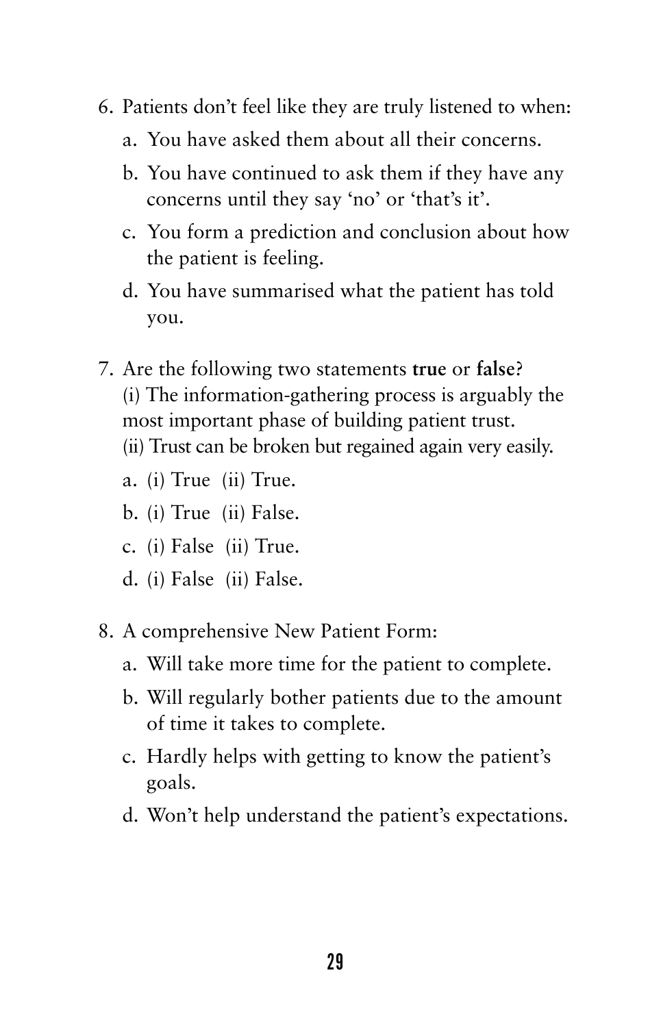6. Patients don't feel like they are truly listened to when:
   a. You have asked them about all their concerns.
   b. You have continued to ask them if they have any concerns until they say 'no' or 'that's it'.
   c. You form a prediction and conclusion about how the patient is feeling.
   d. You have summarised what the patient has told you.

7. Are the following two statements **true** or **false**?
   (i) The information-gathering process is arguably the most important phase of building patient trust.
   (ii) Trust can be broken but regained again very easily.
   a. (i) True (ii) True.
   b. (i) True (ii) False.
   c. (i) False (ii) True.
   d. (i) False (ii) False.

8. A comprehensive New Patient Form:
   a. Will take more time for the patient to complete.
   b. Will regularly bother patients due to the amount of time it takes to complete.
   c. Hardly helps with getting to know the patient's goals.
   d. Won't help understand the patient's expectations.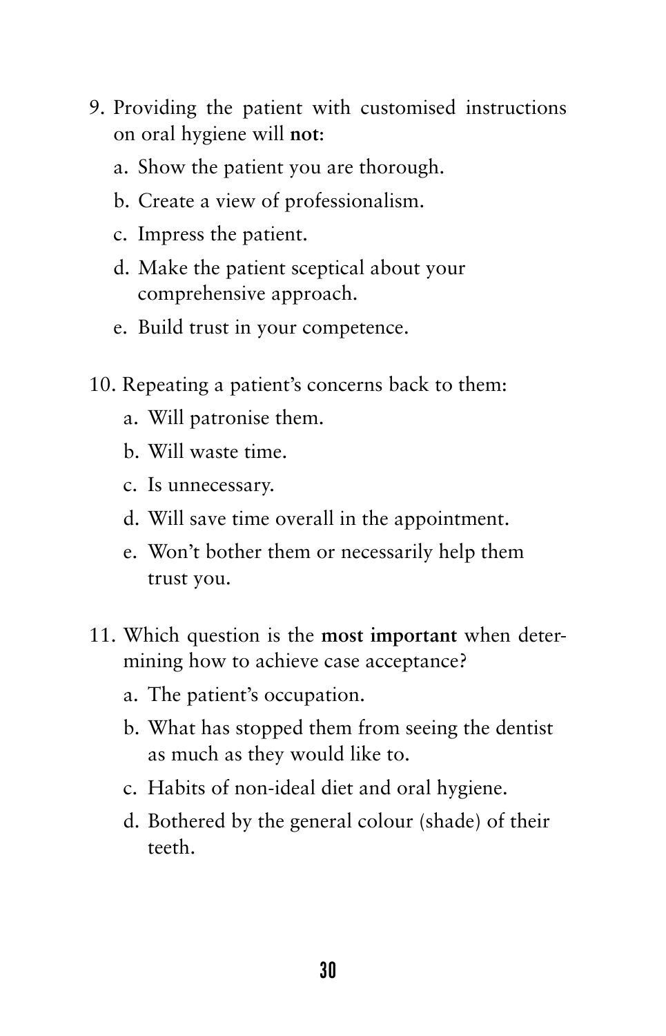9. Providing the patient with customised instructions on oral hygiene will **not**:
    a. Show the patient you are thorough.
    b. Create a view of professionalism.
    c. Impress the patient.
    d. Make the patient sceptical about your comprehensive approach.
    e. Build trust in your competence.

10. Repeating a patient's concerns back to them:
    a. Will patronise them.
    b. Will waste time.
    c. Is unnecessary.
    d. Will save time overall in the appointment.
    e. Won't bother them or necessarily help them trust you.

11. Which question is the **most important** when determining how to achieve case acceptance?
    a. The patient's occupation.
    b. What has stopped them from seeing the dentist as much as they would like to.
    c. Habits of non-ideal diet and oral hygiene.
    d. Bothered by the general colour (shade) of their teeth.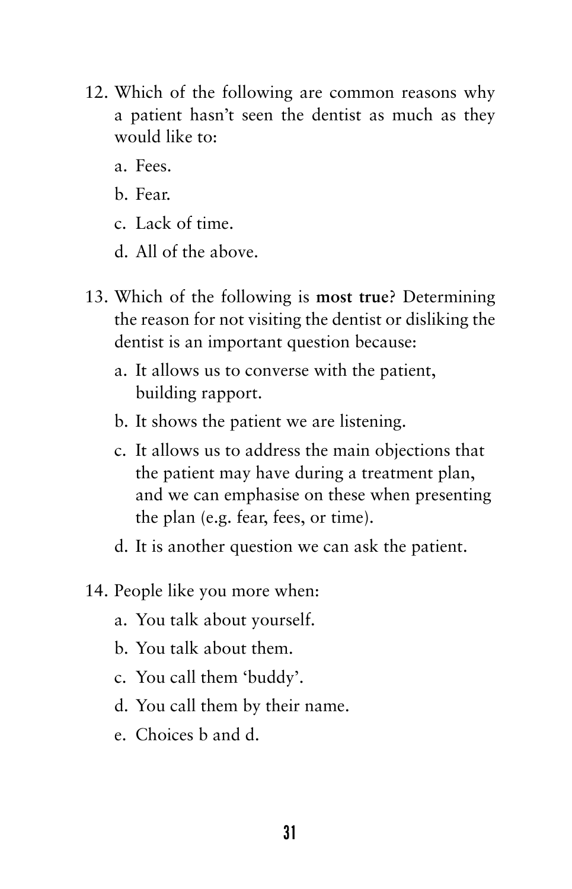12. Which of the following are common reasons why a patient hasn't seen the dentist as much as they would like to:

    a. Fees.

    b. Fear.

    c. Lack of time.

    d. All of the above.

13. Which of the following is **most true**? Determining the reason for not visiting the dentist or disliking the dentist is an important question because:

    a. It allows us to converse with the patient, building rapport.

    b. It shows the patient we are listening.

    c. It allows us to address the main objections that the patient may have during a treatment plan, and we can emphasise on these when presenting the plan (e.g. fear, fees, or time).

    d. It is another question we can ask the patient.

14. People like you more when:

    a. You talk about yourself.

    b. You talk about them.

    c. You call them 'buddy'.

    d. You call them by their name.

    e. Choices b and d.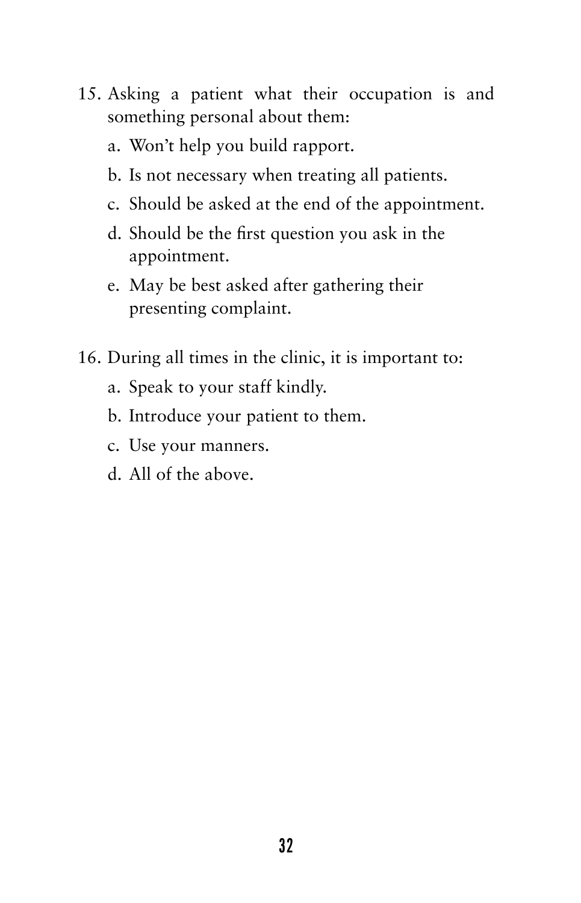15. Asking a patient what their occupation is and something personal about them:
    a. Won't help you build rapport.
    b. Is not necessary when treating all patients.
    c. Should be asked at the end of the appointment.
    d. Should be the first question you ask in the appointment.
    e. May be best asked after gathering their presenting complaint.

16. During all times in the clinic, it is important to:
    a. Speak to your staff kindly.
    b. Introduce your patient to them.
    c. Use your manners.
    d. All of the above.